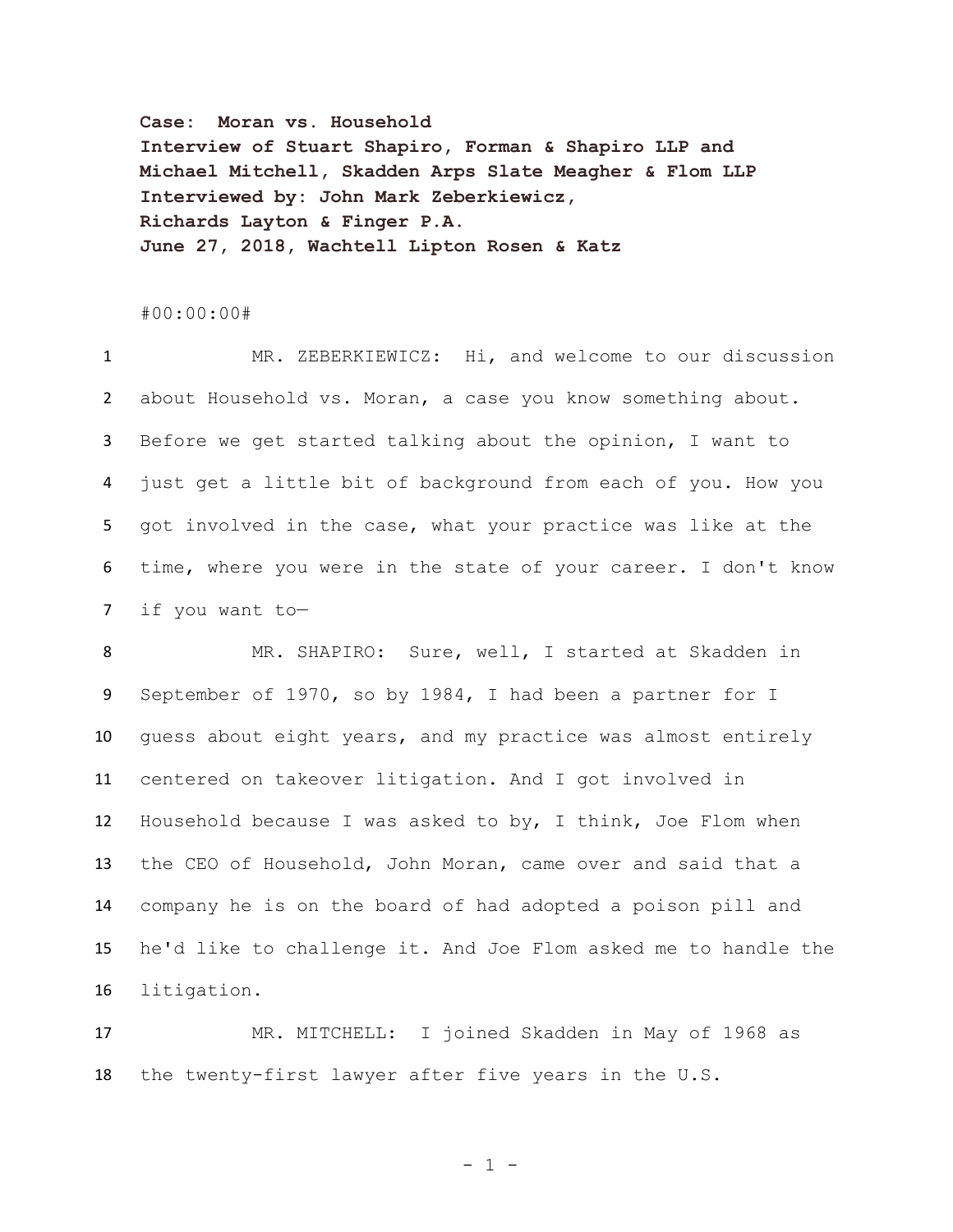**Case: Moran vs. Household**
**Interview of Stuart Shapiro, Forman & Shapiro LLP and Michael Mitchell, Skadden Arps Slate Meagher & Flom LLP**
**Interviewed by: John Mark Zeberkiewicz, Richards Layton & Finger P.A.**
**June 27, 2018, Wachtell Lipton Rosen & Katz**

#00:00:00#

1 MR. ZEBERKIEWICZ: Hi, and welcome to our discussion
2 about Household vs. Moran, a case you know something about.
3 Before we get started talking about the opinion, I want to
4 just get a little bit of background from each of you. How you
5 got involved in the case, what your practice was like at the
6 time, where you were in the state of your career. I don't know
7 if you want to—

8 MR. SHAPIRO: Sure, well, I started at Skadden in
9 September of 1970, so by 1984, I had been a partner for I
10 guess about eight years, and my practice was almost entirely
11 centered on takeover litigation. And I got involved in
12 Household because I was asked to by, I think, Joe Flom when
13 the CEO of Household, John Moran, came over and said that a
14 company he is on the board of had adopted a poison pill and
15 he'd like to challenge it. And Joe Flom asked me to handle the
16 litigation.

17 MR. MITCHELL: I joined Skadden in May of 1968 as
18 the twenty-first lawyer after five years in the U.S.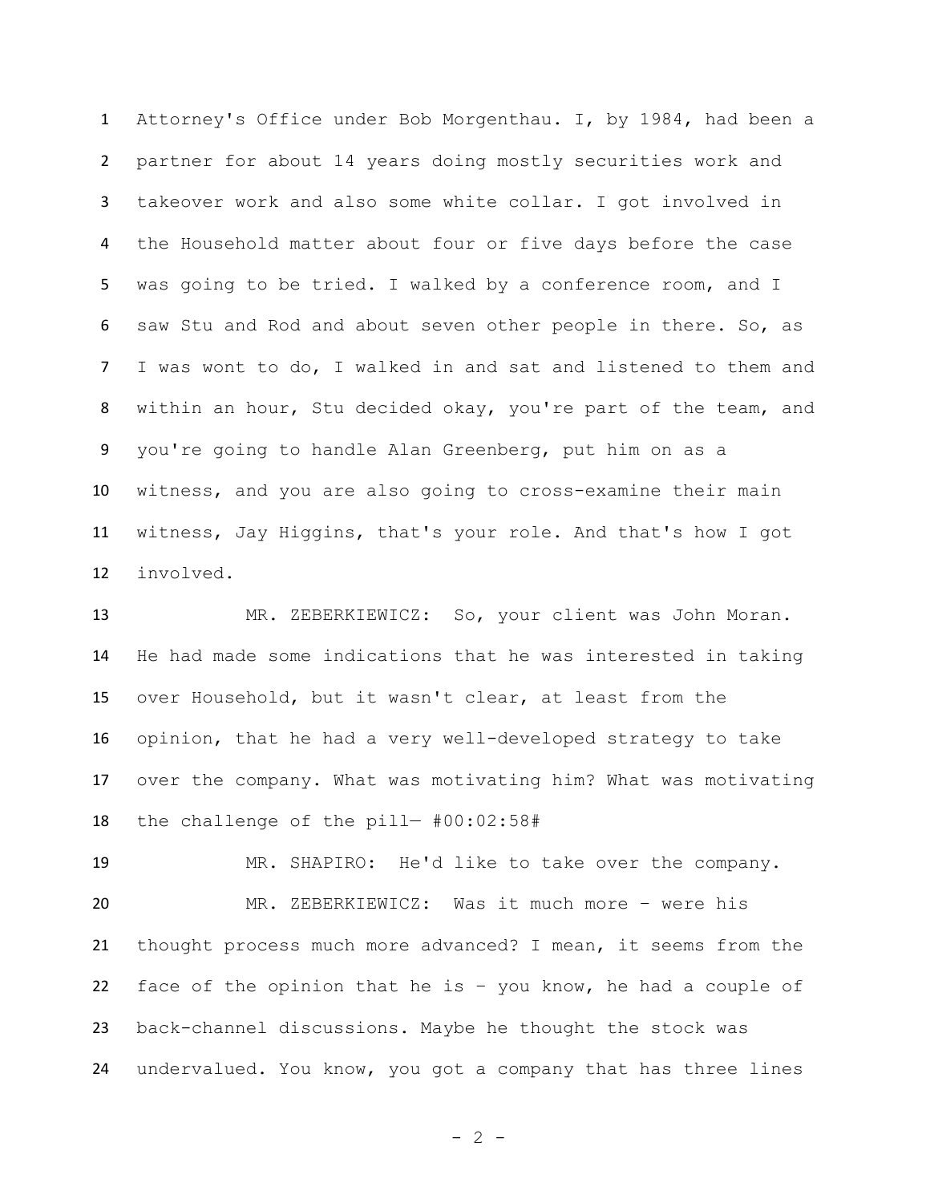Attorney's Office under Bob Morgenthau. I, by 1984, had been a partner for about 14 years doing mostly securities work and takeover work and also some white collar. I got involved in the Household matter about four or five days before the case was going to be tried. I walked by a conference room, and I saw Stu and Rod and about seven other people in there. So, as I was wont to do, I walked in and sat and listened to them and within an hour, Stu decided okay, you're part of the team, and you're going to handle Alan Greenberg, put him on as a witness, and you are also going to cross-examine their main witness, Jay Higgins, that's your role. And that's how I got involved.

MR. ZEBERKIEWICZ: So, your client was John Moran. He had made some indications that he was interested in taking over Household, but it wasn't clear, at least from the opinion, that he had a very well-developed strategy to take over the company. What was motivating him? What was motivating the challenge of the pill— #00:02:58#

MR. SHAPIRO: He'd like to take over the company.

MR. ZEBERKIEWICZ: Was it much more – were his thought process much more advanced? I mean, it seems from the face of the opinion that he is – you know, he had a couple of back-channel discussions. Maybe he thought the stock was undervalued. You know, you got a company that has three lines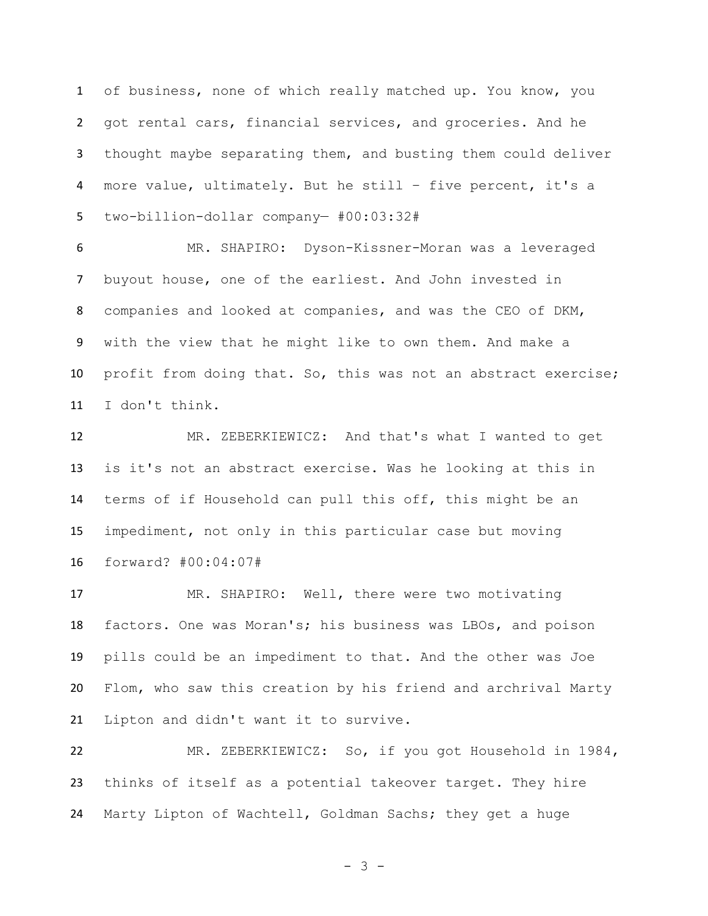of business, none of which really matched up. You know, you got rental cars, financial services, and groceries. And he thought maybe separating them, and busting them could deliver more value, ultimately. But he still – five percent, it's a two-billion-dollar company— #00:03:32#

MR. SHAPIRO: Dyson-Kissner-Moran was a leveraged buyout house, one of the earliest. And John invested in companies and looked at companies, and was the CEO of DKM, with the view that he might like to own them. And make a profit from doing that. So, this was not an abstract exercise; I don't think.

MR. ZEBERKIEWICZ: And that's what I wanted to get is it's not an abstract exercise. Was he looking at this in terms of if Household can pull this off, this might be an impediment, not only in this particular case but moving forward? #00:04:07#

MR. SHAPIRO: Well, there were two motivating factors. One was Moran's; his business was LBOs, and poison pills could be an impediment to that. And the other was Joe Flom, who saw this creation by his friend and archrival Marty Lipton and didn't want it to survive.

MR. ZEBERKIEWICZ: So, if you got Household in 1984, thinks of itself as a potential takeover target. They hire Marty Lipton of Wachtell, Goldman Sachs; they get a huge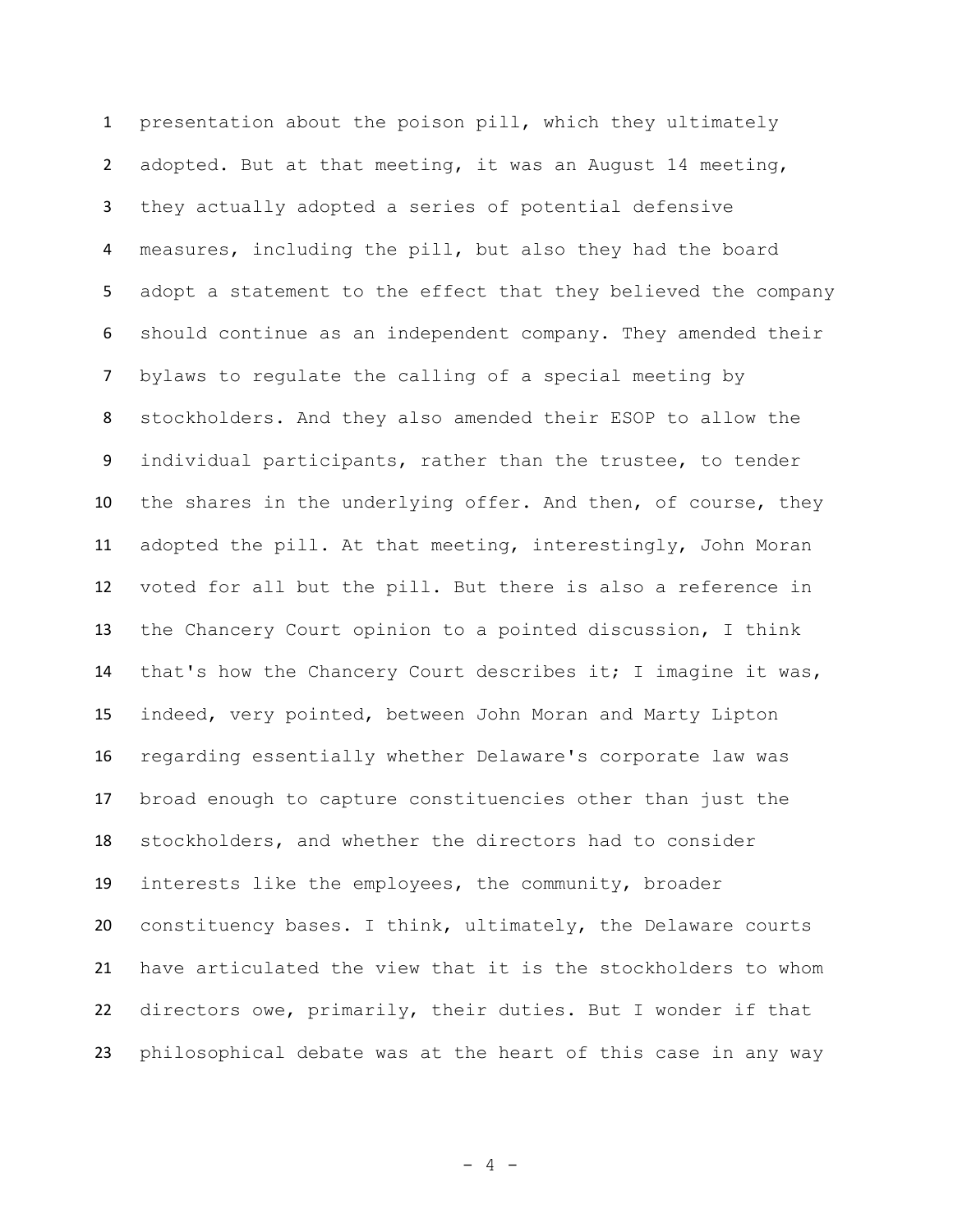presentation about the poison pill, which they ultimately adopted. But at that meeting, it was an August 14 meeting, they actually adopted a series of potential defensive measures, including the pill, but also they had the board adopt a statement to the effect that they believed the company should continue as an independent company. They amended their bylaws to regulate the calling of a special meeting by stockholders. And they also amended their ESOP to allow the individual participants, rather than the trustee, to tender the shares in the underlying offer. And then, of course, they adopted the pill. At that meeting, interestingly, John Moran voted for all but the pill. But there is also a reference in the Chancery Court opinion to a pointed discussion, I think that's how the Chancery Court describes it; I imagine it was, indeed, very pointed, between John Moran and Marty Lipton regarding essentially whether Delaware's corporate law was broad enough to capture constituencies other than just the stockholders, and whether the directors had to consider interests like the employees, the community, broader constituency bases. I think, ultimately, the Delaware courts have articulated the view that it is the stockholders to whom directors owe, primarily, their duties. But I wonder if that philosophical debate was at the heart of this case in any way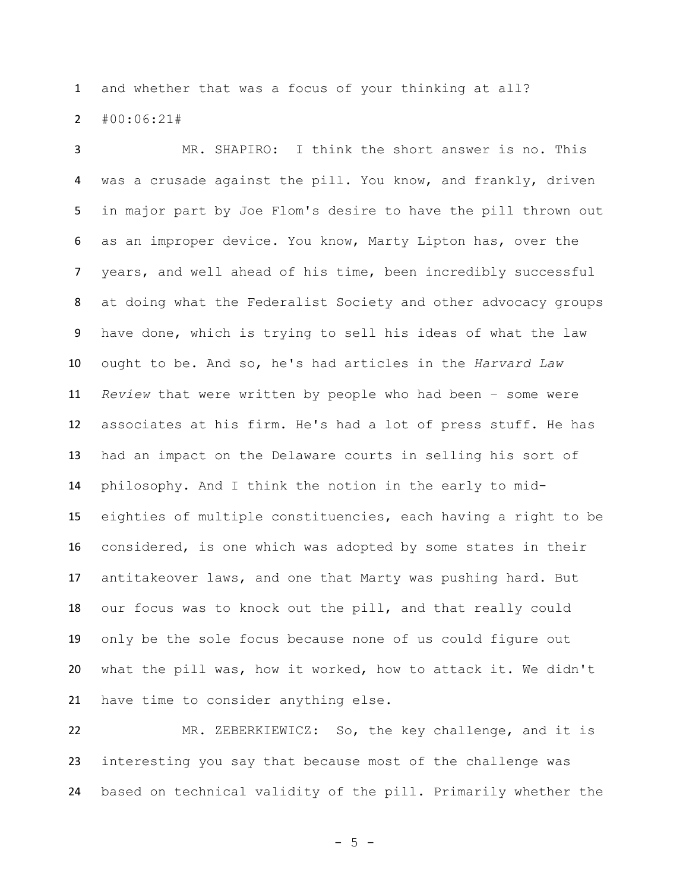and whether that was a focus of your thinking at all?

#00:06:21#

MR. SHAPIRO: I think the short answer is no. This was a crusade against the pill. You know, and frankly, driven in major part by Joe Flom's desire to have the pill thrown out as an improper device. You know, Marty Lipton has, over the years, and well ahead of his time, been incredibly successful at doing what the Federalist Society and other advocacy groups have done, which is trying to sell his ideas of what the law ought to be. And so, he's had articles in the *Harvard Law Review* that were written by people who had been – some were associates at his firm. He's had a lot of press stuff. He has had an impact on the Delaware courts in selling his sort of philosophy. And I think the notion in the early to mid-eighties of multiple constituencies, each having a right to be considered, is one which was adopted by some states in their antitakeover laws, and one that Marty was pushing hard. But our focus was to knock out the pill, and that really could only be the sole focus because none of us could figure out what the pill was, how it worked, how to attack it. We didn't have time to consider anything else.

MR. ZEBERKIEWICZ: So, the key challenge, and it is interesting you say that because most of the challenge was based on technical validity of the pill. Primarily whether the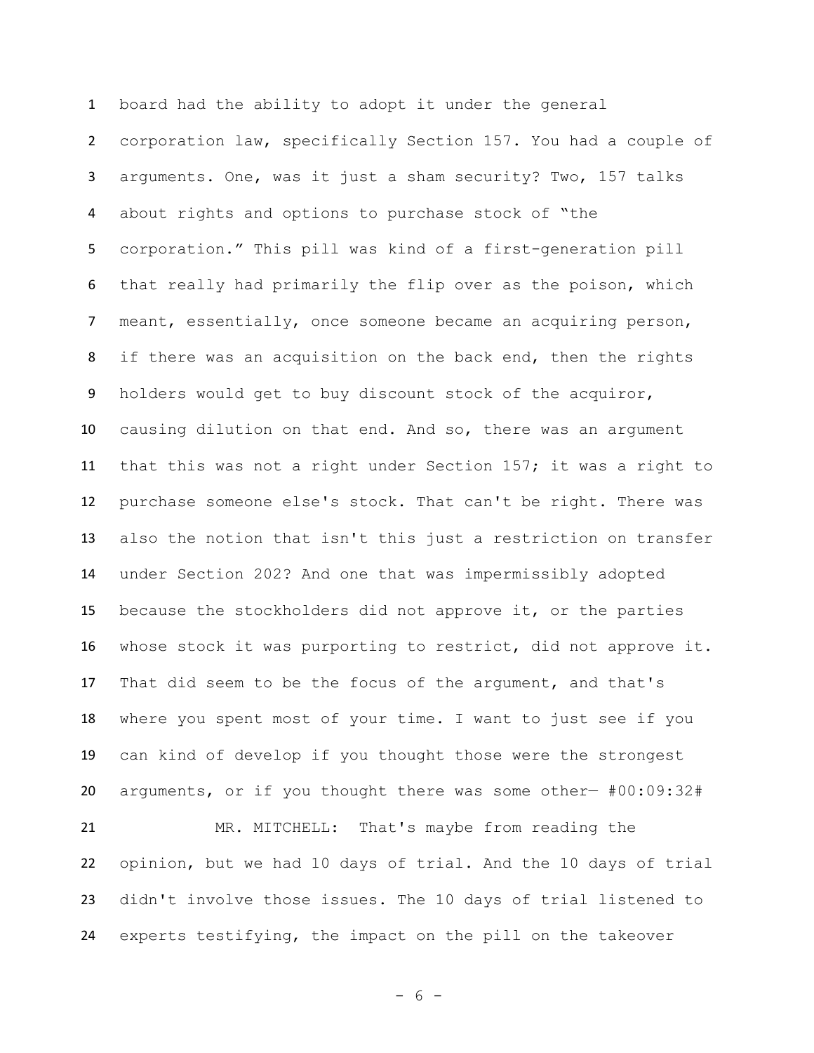board had the ability to adopt it under the general corporation law, specifically Section 157. You had a couple of arguments. One, was it just a sham security? Two, 157 talks about rights and options to purchase stock of "the corporation." This pill was kind of a first-generation pill that really had primarily the flip over as the poison, which meant, essentially, once someone became an acquiring person, if there was an acquisition on the back end, then the rights holders would get to buy discount stock of the acquiror, causing dilution on that end. And so, there was an argument that this was not a right under Section 157; it was a right to purchase someone else's stock. That can't be right. There was also the notion that isn't this just a restriction on transfer under Section 202? And one that was impermissibly adopted because the stockholders did not approve it, or the parties whose stock it was purporting to restrict, did not approve it. That did seem to be the focus of the argument, and that's where you spent most of your time. I want to just see if you can kind of develop if you thought those were the strongest arguments, or if you thought there was some other— #00:09:32#

MR. MITCHELL: That's maybe from reading the opinion, but we had 10 days of trial. And the 10 days of trial didn't involve those issues. The 10 days of trial listened to experts testifying, the impact on the pill on the takeover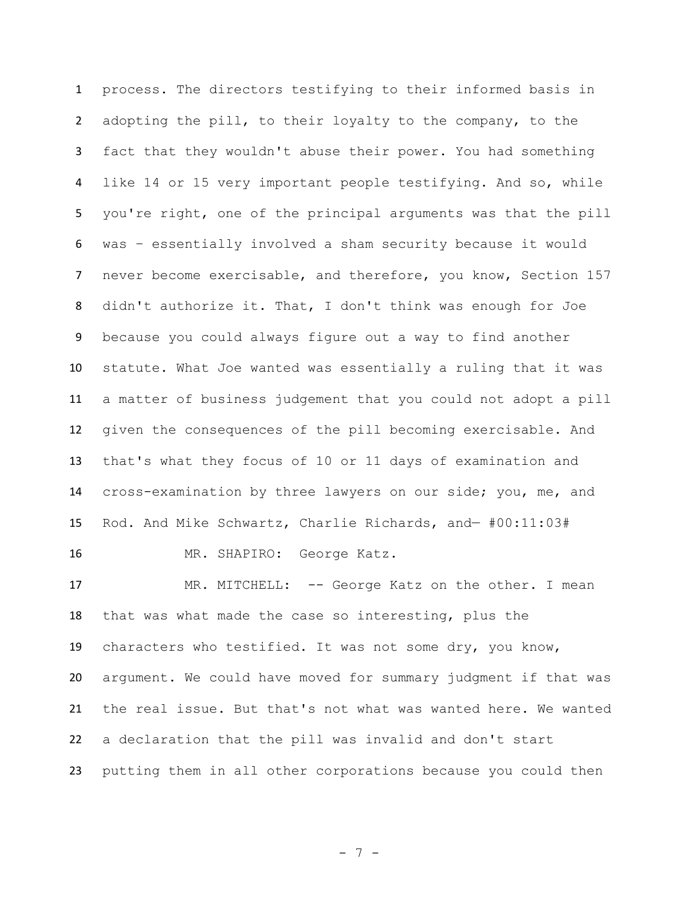process. The directors testifying to their informed basis in adopting the pill, to their loyalty to the company, to the fact that they wouldn't abuse their power. You had something like 14 or 15 very important people testifying. And so, while you're right, one of the principal arguments was that the pill was – essentially involved a sham security because it would never become exercisable, and therefore, you know, Section 157 didn't authorize it. That, I don't think was enough for Joe because you could always figure out a way to find another statute. What Joe wanted was essentially a ruling that it was a matter of business judgement that you could not adopt a pill given the consequences of the pill becoming exercisable. And that's what they focus of 10 or 11 days of examination and cross-examination by three lawyers on our side; you, me, and Rod. And Mike Schwartz, Charlie Richards, and— #00:11:03#

MR. SHAPIRO: George Katz.

MR. MITCHELL: -- George Katz on the other. I mean that was what made the case so interesting, plus the characters who testified. It was not some dry, you know, argument. We could have moved for summary judgment if that was the real issue. But that's not what was wanted here. We wanted a declaration that the pill was invalid and don't start putting them in all other corporations because you could then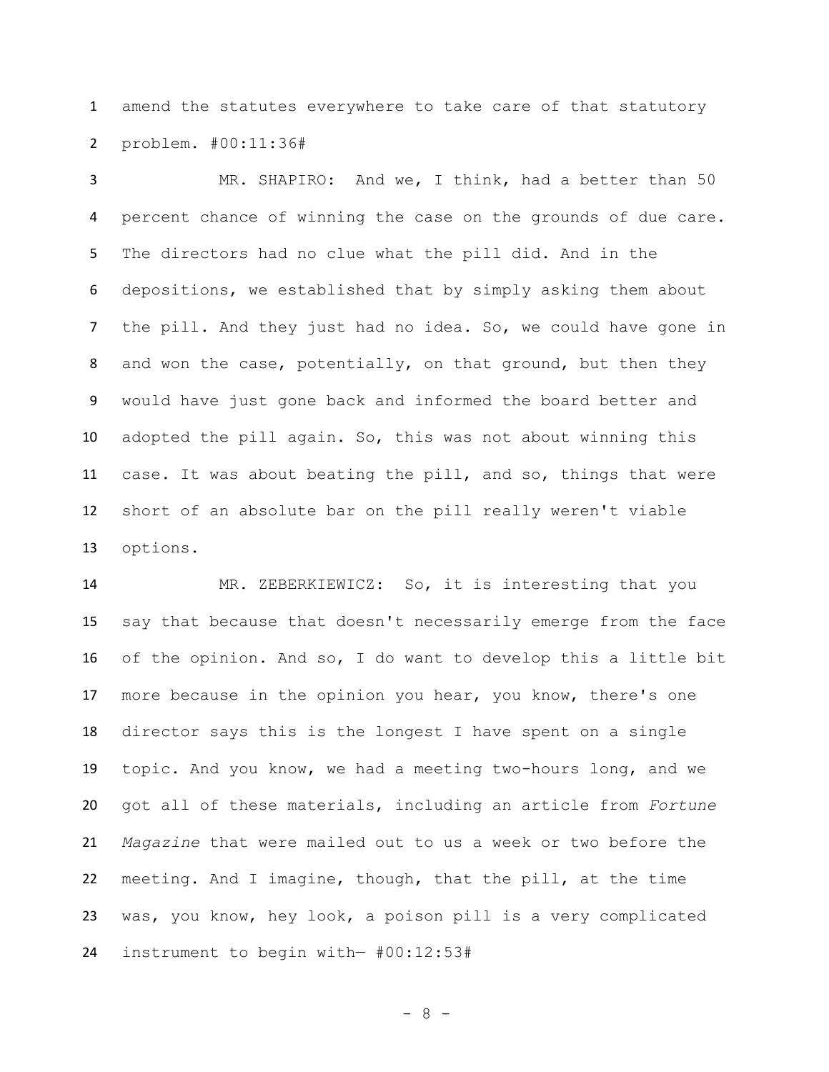amend the statutes everywhere to take care of that statutory problem. #00:11:36#

MR. SHAPIRO: And we, I think, had a better than 50 percent chance of winning the case on the grounds of due care. The directors had no clue what the pill did. And in the depositions, we established that by simply asking them about the pill. And they just had no idea. So, we could have gone in and won the case, potentially, on that ground, but then they would have just gone back and informed the board better and adopted the pill again. So, this was not about winning this case. It was about beating the pill, and so, things that were short of an absolute bar on the pill really weren't viable options.

MR. ZEBERKIEWICZ: So, it is interesting that you say that because that doesn't necessarily emerge from the face of the opinion. And so, I do want to develop this a little bit more because in the opinion you hear, you know, there's one director says this is the longest I have spent on a single topic. And you know, we had a meeting two-hours long, and we got all of these materials, including an article from *Fortune Magazine* that were mailed out to us a week or two before the meeting. And I imagine, though, that the pill, at the time was, you know, hey look, a poison pill is a very complicated instrument to begin with— #00:12:53#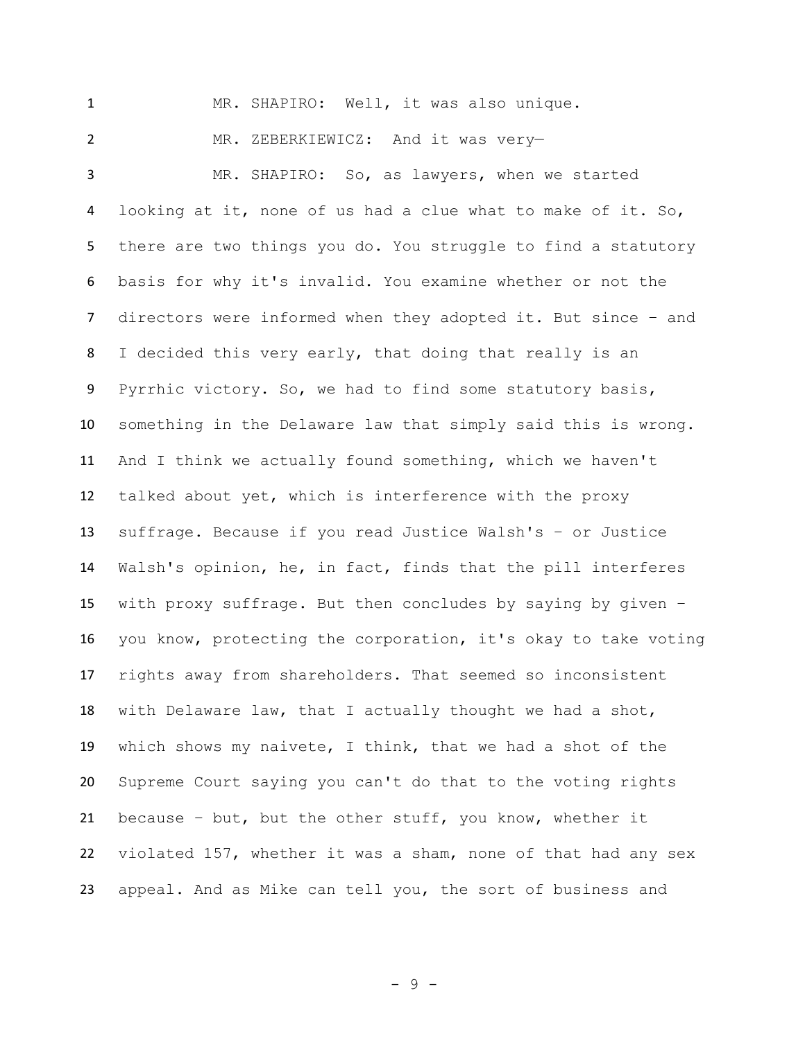MR. SHAPIRO: Well, it was also unique.

MR. ZEBERKIEWICZ: And it was very—

MR. SHAPIRO: So, as lawyers, when we started looking at it, none of us had a clue what to make of it. So, there are two things you do. You struggle to find a statutory basis for why it's invalid. You examine whether or not the directors were informed when they adopted it. But since – and I decided this very early, that doing that really is an Pyrrhic victory. So, we had to find some statutory basis, something in the Delaware law that simply said this is wrong. And I think we actually found something, which we haven't talked about yet, which is interference with the proxy suffrage. Because if you read Justice Walsh's – or Justice Walsh's opinion, he, in fact, finds that the pill interferes with proxy suffrage. But then concludes by saying by given – you know, protecting the corporation, it's okay to take voting rights away from shareholders. That seemed so inconsistent with Delaware law, that I actually thought we had a shot, which shows my naivete, I think, that we had a shot of the Supreme Court saying you can't do that to the voting rights because – but, but the other stuff, you know, whether it violated 157, whether it was a sham, none of that had any sex appeal. And as Mike can tell you, the sort of business and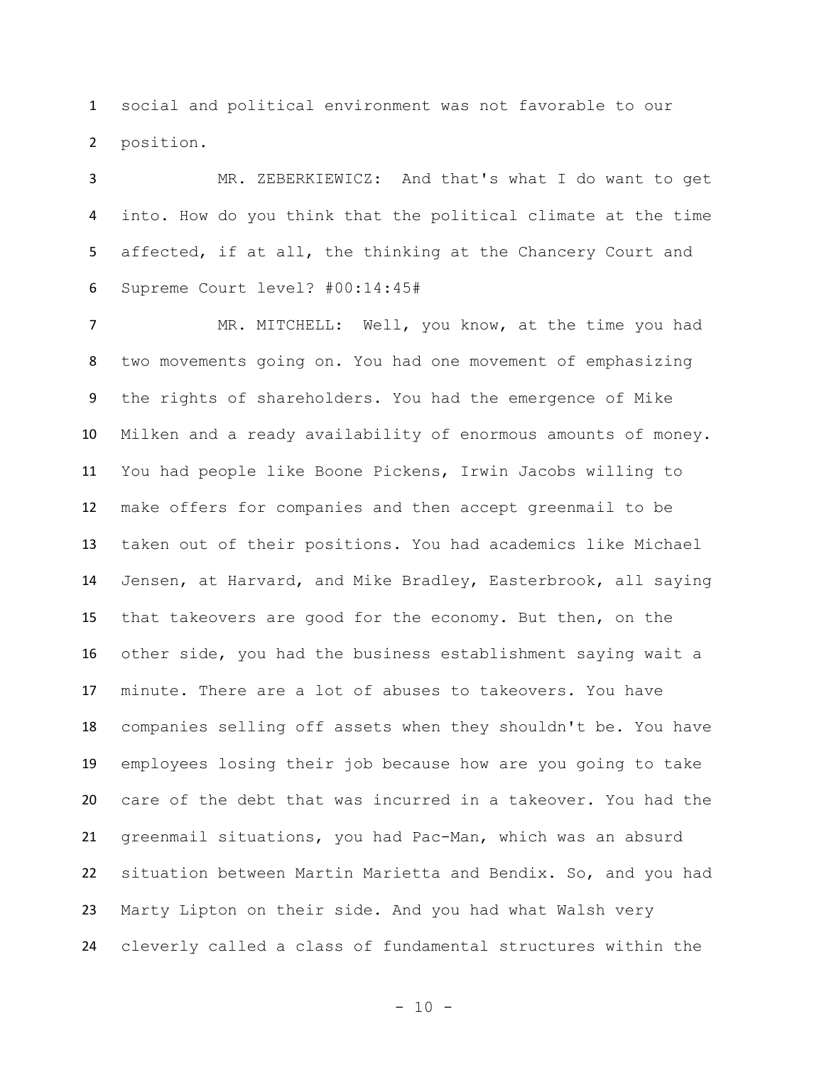social and political environment was not favorable to our position.

MR. ZEBERKIEWICZ: And that's what I do want to get into. How do you think that the political climate at the time affected, if at all, the thinking at the Chancery Court and Supreme Court level? #00:14:45#

MR. MITCHELL: Well, you know, at the time you had two movements going on. You had one movement of emphasizing the rights of shareholders. You had the emergence of Mike Milken and a ready availability of enormous amounts of money. You had people like Boone Pickens, Irwin Jacobs willing to make offers for companies and then accept greenmail to be taken out of their positions. You had academics like Michael Jensen, at Harvard, and Mike Bradley, Easterbrook, all saying that takeovers are good for the economy. But then, on the other side, you had the business establishment saying wait a minute. There are a lot of abuses to takeovers. You have companies selling off assets when they shouldn't be. You have employees losing their job because how are you going to take care of the debt that was incurred in a takeover. You had the greenmail situations, you had Pac-Man, which was an absurd situation between Martin Marietta and Bendix. So, and you had Marty Lipton on their side. And you had what Walsh very cleverly called a class of fundamental structures within the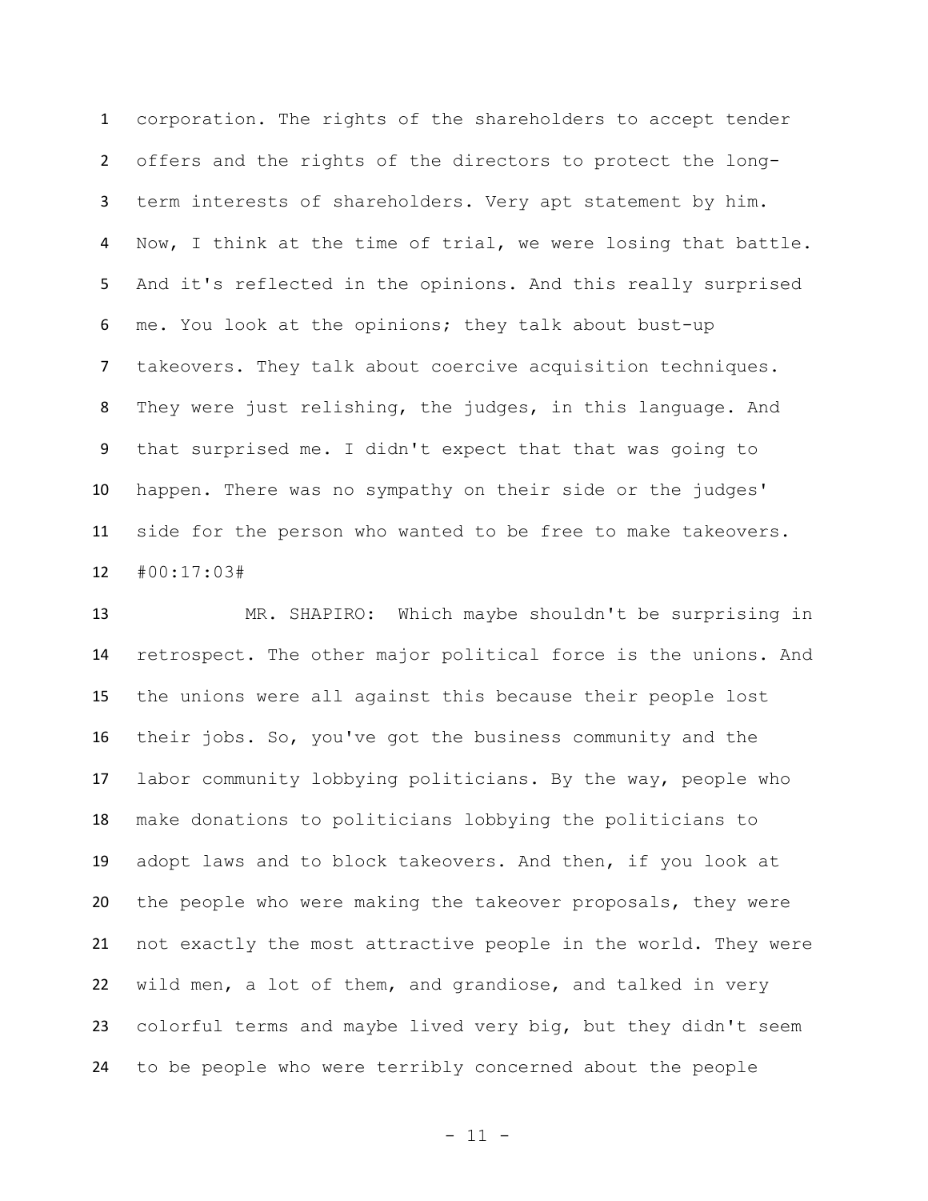corporation. The rights of the shareholders to accept tender offers and the rights of the directors to protect the long-term interests of shareholders. Very apt statement by him. Now, I think at the time of trial, we were losing that battle. And it's reflected in the opinions. And this really surprised me. You look at the opinions; they talk about bust-up takeovers. They talk about coercive acquisition techniques. They were just relishing, the judges, in this language. And that surprised me. I didn't expect that that was going to happen. There was no sympathy on their side or the judges' side for the person who wanted to be free to make takeovers. #00:17:03#

MR. SHAPIRO: Which maybe shouldn't be surprising in retrospect. The other major political force is the unions. And the unions were all against this because their people lost their jobs. So, you've got the business community and the labor community lobbying politicians. By the way, people who make donations to politicians lobbying the politicians to adopt laws and to block takeovers. And then, if you look at the people who were making the takeover proposals, they were not exactly the most attractive people in the world. They were wild men, a lot of them, and grandiose, and talked in very colorful terms and maybe lived very big, but they didn't seem to be people who were terribly concerned about the people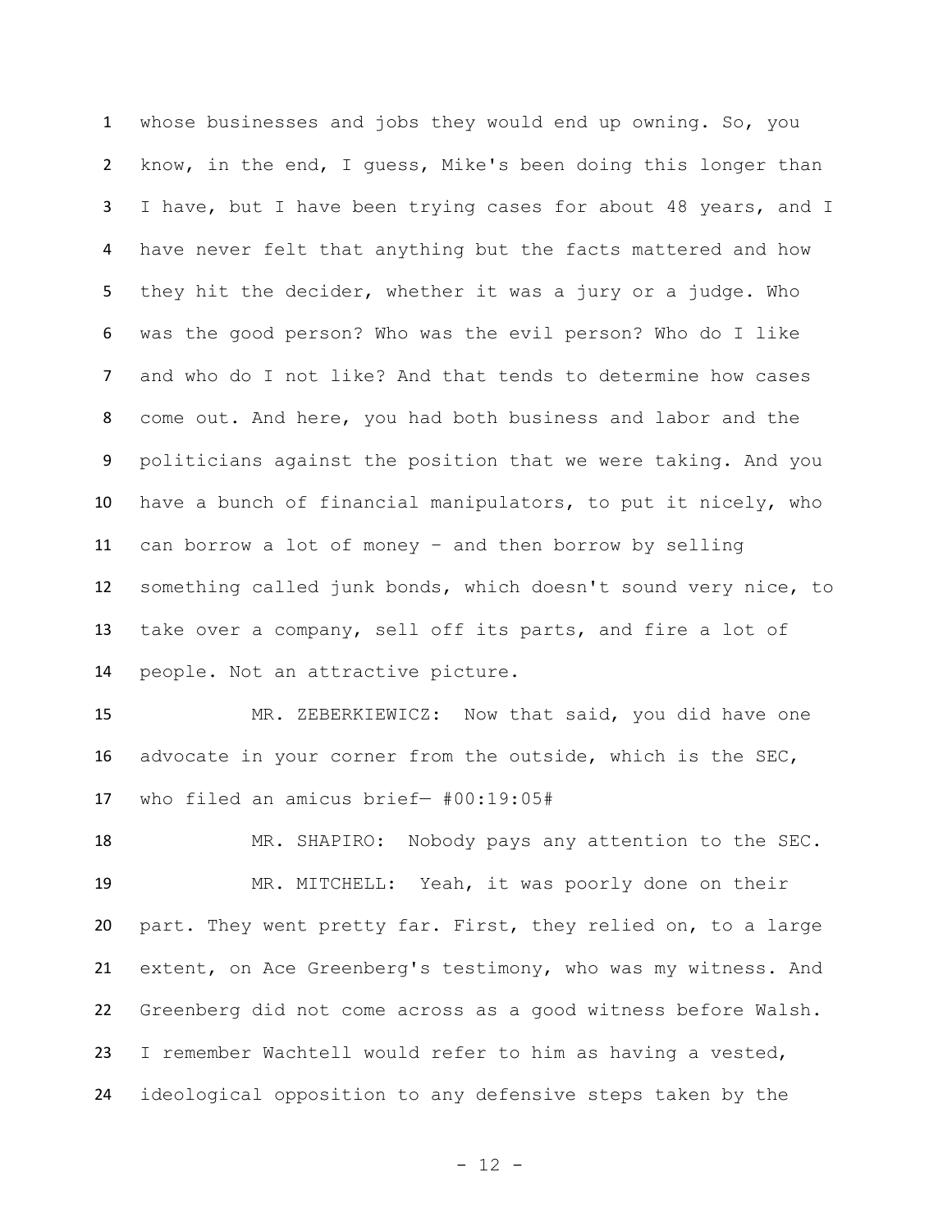whose businesses and jobs they would end up owning. So, you know, in the end, I guess, Mike's been doing this longer than I have, but I have been trying cases for about 48 years, and I have never felt that anything but the facts mattered and how they hit the decider, whether it was a jury or a judge. Who was the good person? Who was the evil person? Who do I like and who do I not like? And that tends to determine how cases come out. And here, you had both business and labor and the politicians against the position that we were taking. And you have a bunch of financial manipulators, to put it nicely, who can borrow a lot of money – and then borrow by selling something called junk bonds, which doesn't sound very nice, to take over a company, sell off its parts, and fire a lot of people. Not an attractive picture.

MR. ZEBERKIEWICZ: Now that said, you did have one advocate in your corner from the outside, which is the SEC, who filed an amicus brief— #00:19:05#

MR. SHAPIRO: Nobody pays any attention to the SEC.

MR. MITCHELL: Yeah, it was poorly done on their part. They went pretty far. First, they relied on, to a large extent, on Ace Greenberg's testimony, who was my witness. And Greenberg did not come across as a good witness before Walsh. I remember Wachtell would refer to him as having a vested, ideological opposition to any defensive steps taken by the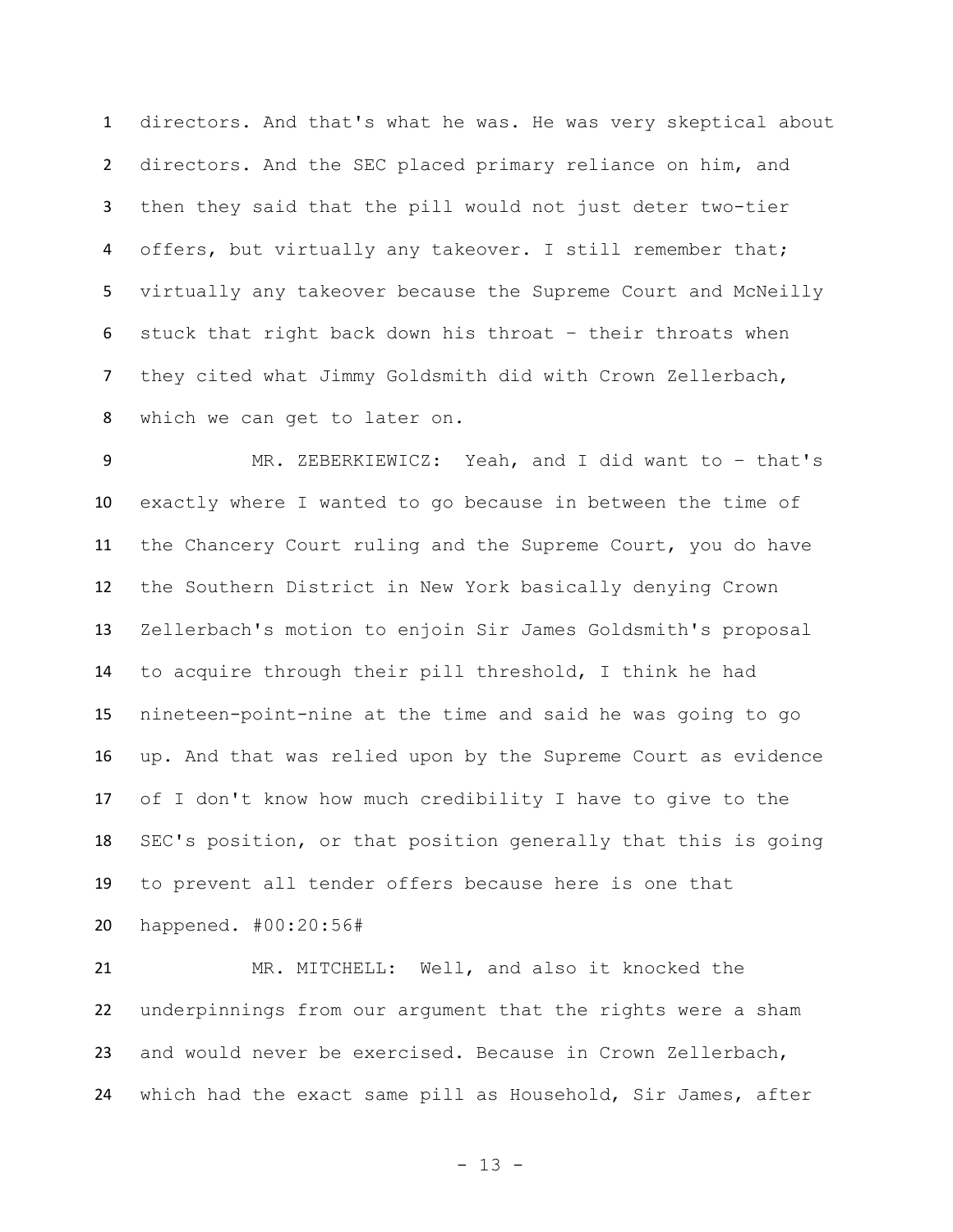directors. And that's what he was. He was very skeptical about directors. And the SEC placed primary reliance on him, and then they said that the pill would not just deter two-tier offers, but virtually any takeover. I still remember that; virtually any takeover because the Supreme Court and McNeilly stuck that right back down his throat – their throats when they cited what Jimmy Goldsmith did with Crown Zellerbach, which we can get to later on.

MR. ZEBERKIEWICZ: Yeah, and I did want to – that's exactly where I wanted to go because in between the time of the Chancery Court ruling and the Supreme Court, you do have the Southern District in New York basically denying Crown Zellerbach's motion to enjoin Sir James Goldsmith's proposal to acquire through their pill threshold, I think he had nineteen-point-nine at the time and said he was going to go up. And that was relied upon by the Supreme Court as evidence of I don't know how much credibility I have to give to the SEC's position, or that position generally that this is going to prevent all tender offers because here is one that happened. #00:20:56#

MR. MITCHELL: Well, and also it knocked the underpinnings from our argument that the rights were a sham and would never be exercised. Because in Crown Zellerbach, which had the exact same pill as Household, Sir James, after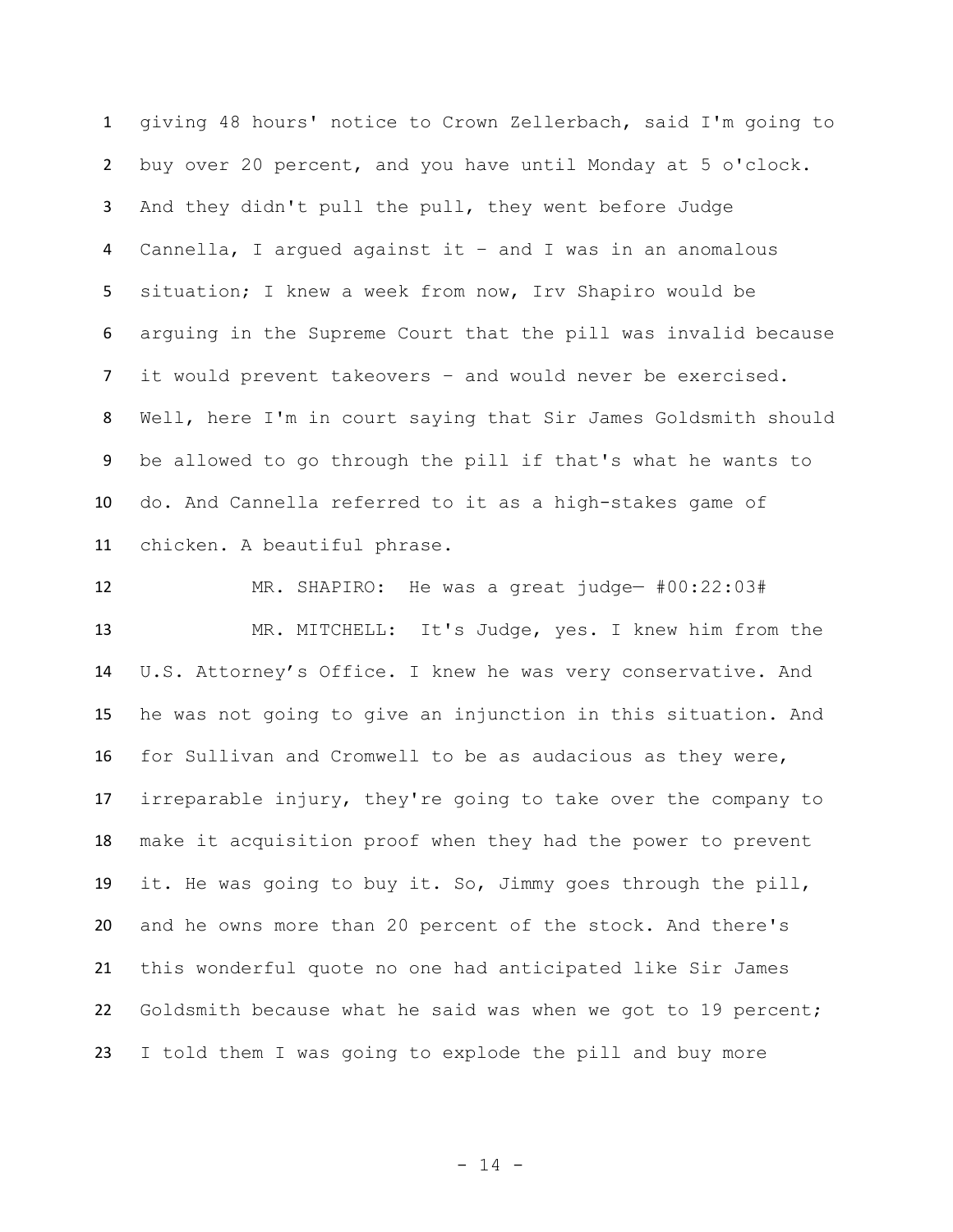giving 48 hours' notice to Crown Zellerbach, said I'm going to buy over 20 percent, and you have until Monday at 5 o'clock. And they didn't pull the pull, they went before Judge Cannella, I argued against it – and I was in an anomalous situation; I knew a week from now, Irv Shapiro would be arguing in the Supreme Court that the pill was invalid because it would prevent takeovers – and would never be exercised. Well, here I'm in court saying that Sir James Goldsmith should be allowed to go through the pill if that's what he wants to do. And Cannella referred to it as a high-stakes game of chicken. A beautiful phrase.

MR. SHAPIRO: He was a great judge— #00:22:03#

MR. MITCHELL: It's Judge, yes. I knew him from the U.S. Attorney's Office. I knew he was very conservative. And he was not going to give an injunction in this situation. And for Sullivan and Cromwell to be as audacious as they were, irreparable injury, they're going to take over the company to make it acquisition proof when they had the power to prevent it. He was going to buy it. So, Jimmy goes through the pill, and he owns more than 20 percent of the stock. And there's this wonderful quote no one had anticipated like Sir James Goldsmith because what he said was when we got to 19 percent; I told them I was going to explode the pill and buy more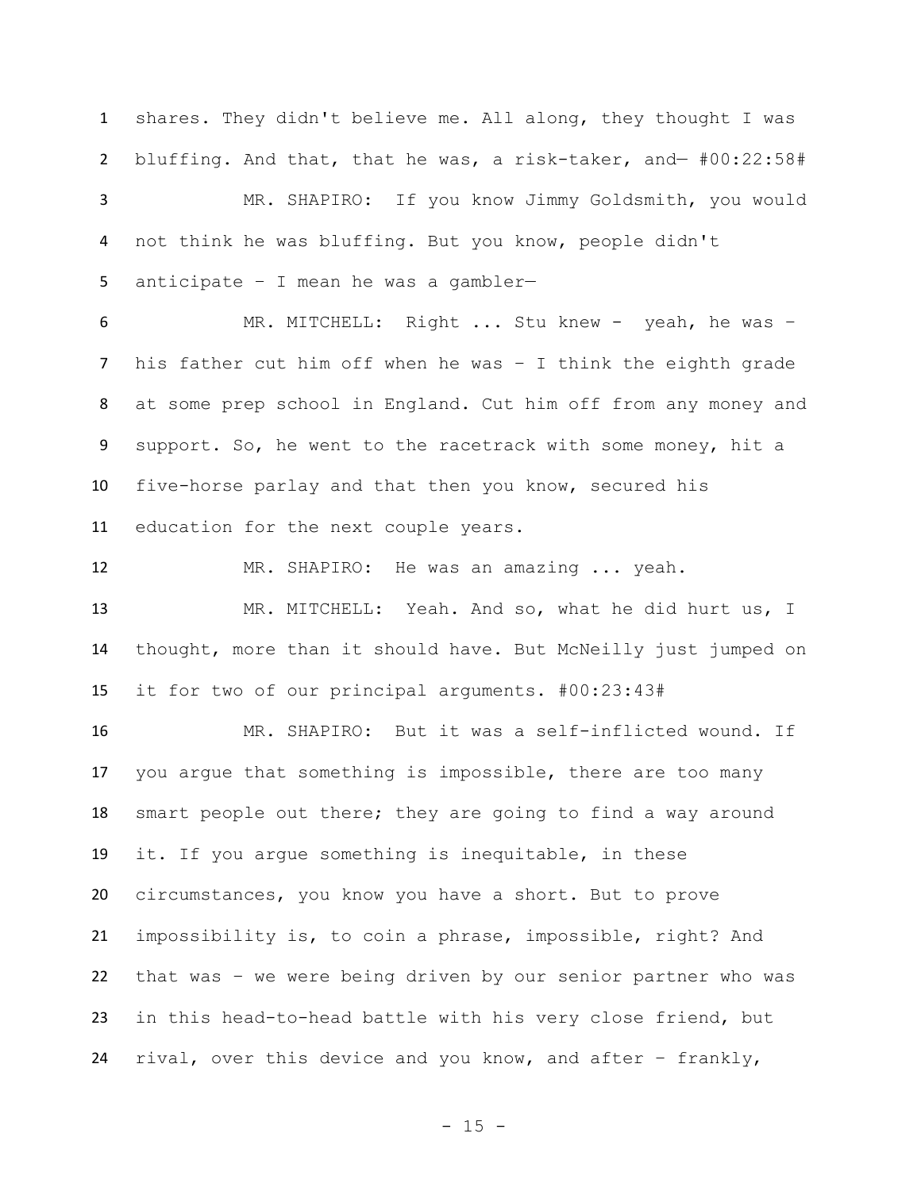shares. They didn't believe me. All along, they thought I was bluffing. And that, that he was, a risk-taker, and— #00:22:58#

MR. SHAPIRO: If you know Jimmy Goldsmith, you would not think he was bluffing. But you know, people didn't anticipate – I mean he was a gambler—

MR. MITCHELL: Right ... Stu knew - yeah, he was – his father cut him off when he was – I think the eighth grade at some prep school in England. Cut him off from any money and support. So, he went to the racetrack with some money, hit a five-horse parlay and that then you know, secured his education for the next couple years.

MR. SHAPIRO: He was an amazing ... yeah.

MR. MITCHELL: Yeah. And so, what he did hurt us, I thought, more than it should have. But McNeilly just jumped on it for two of our principal arguments. #00:23:43#

MR. SHAPIRO: But it was a self-inflicted wound. If you argue that something is impossible, there are too many smart people out there; they are going to find a way around it. If you argue something is inequitable, in these circumstances, you know you have a short. But to prove impossibility is, to coin a phrase, impossible, right? And that was – we were being driven by our senior partner who was in this head-to-head battle with his very close friend, but rival, over this device and you know, and after – frankly,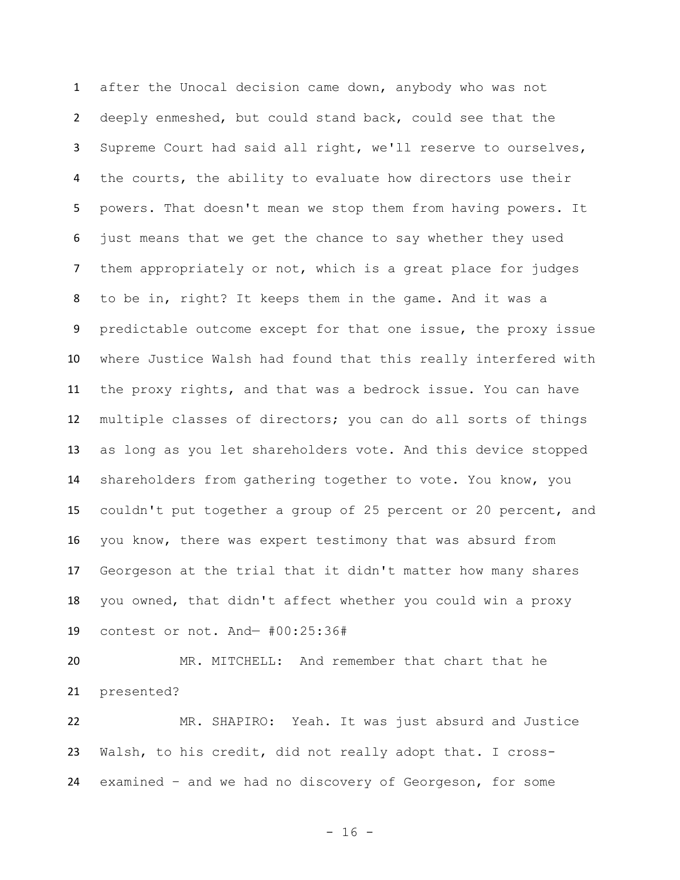after the Unocal decision came down, anybody who was not deeply enmeshed, but could stand back, could see that the Supreme Court had said all right, we'll reserve to ourselves, the courts, the ability to evaluate how directors use their powers. That doesn't mean we stop them from having powers. It just means that we get the chance to say whether they used them appropriately or not, which is a great place for judges to be in, right? It keeps them in the game. And it was a predictable outcome except for that one issue, the proxy issue where Justice Walsh had found that this really interfered with the proxy rights, and that was a bedrock issue. You can have multiple classes of directors; you can do all sorts of things as long as you let shareholders vote. And this device stopped shareholders from gathering together to vote. You know, you couldn't put together a group of 25 percent or 20 percent, and you know, there was expert testimony that was absurd from Georgeson at the trial that it didn't matter how many shares you owned, that didn't affect whether you could win a proxy contest or not. And— #00:25:36#

MR. MITCHELL: And remember that chart that he presented?

MR. SHAPIRO: Yeah. It was just absurd and Justice Walsh, to his credit, did not really adopt that. I cross-examined – and we had no discovery of Georgeson, for some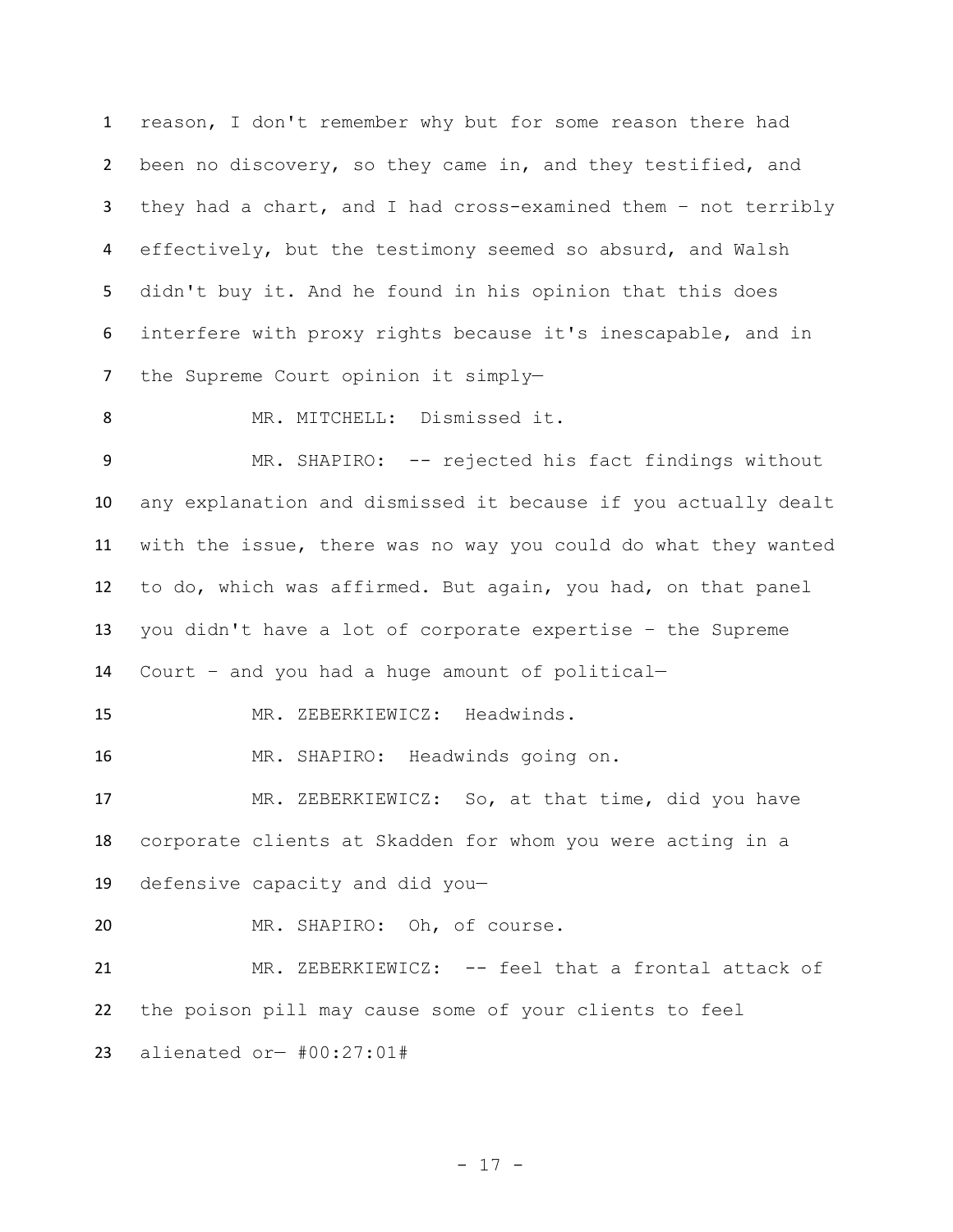reason, I don't remember why but for some reason there had been no discovery, so they came in, and they testified, and they had a chart, and I had cross-examined them – not terribly effectively, but the testimony seemed so absurd, and Walsh didn't buy it. And he found in his opinion that this does interfere with proxy rights because it's inescapable, and in the Supreme Court opinion it simply—

MR. MITCHELL: Dismissed it.

MR. SHAPIRO: -- rejected his fact findings without any explanation and dismissed it because if you actually dealt with the issue, there was no way you could do what they wanted to do, which was affirmed. But again, you had, on that panel you didn't have a lot of corporate expertise – the Supreme Court – and you had a huge amount of political—

MR. ZEBERKIEWICZ: Headwinds.

MR. SHAPIRO: Headwinds going on.

MR. ZEBERKIEWICZ: So, at that time, did you have corporate clients at Skadden for whom you were acting in a defensive capacity and did you—

MR. SHAPIRO: Oh, of course.

MR. ZEBERKIEWICZ: -- feel that a frontal attack of the poison pill may cause some of your clients to feel alienated or— #00:27:01#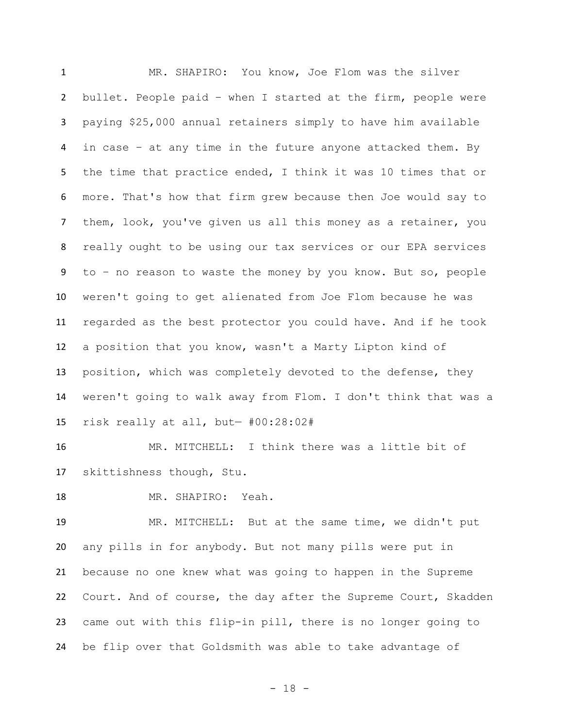MR. SHAPIRO: You know, Joe Flom was the silver bullet. People paid – when I started at the firm, people were paying $25,000 annual retainers simply to have him available in case – at any time in the future anyone attacked them. By the time that practice ended, I think it was 10 times that or more. That's how that firm grew because then Joe would say to them, look, you've given us all this money as a retainer, you really ought to be using our tax services or our EPA services to – no reason to waste the money by you know. But so, people weren't going to get alienated from Joe Flom because he was regarded as the best protector you could have. And if he took a position that you know, wasn't a Marty Lipton kind of position, which was completely devoted to the defense, they weren't going to walk away from Flom. I don't think that was a risk really at all, but— #00:28:02#

MR. MITCHELL: I think there was a little bit of skittishness though, Stu.

MR. SHAPIRO: Yeah.

MR. MITCHELL: But at the same time, we didn't put any pills in for anybody. But not many pills were put in because no one knew what was going to happen in the Supreme Court. And of course, the day after the Supreme Court, Skadden came out with this flip-in pill, there is no longer going to be flip over that Goldsmith was able to take advantage of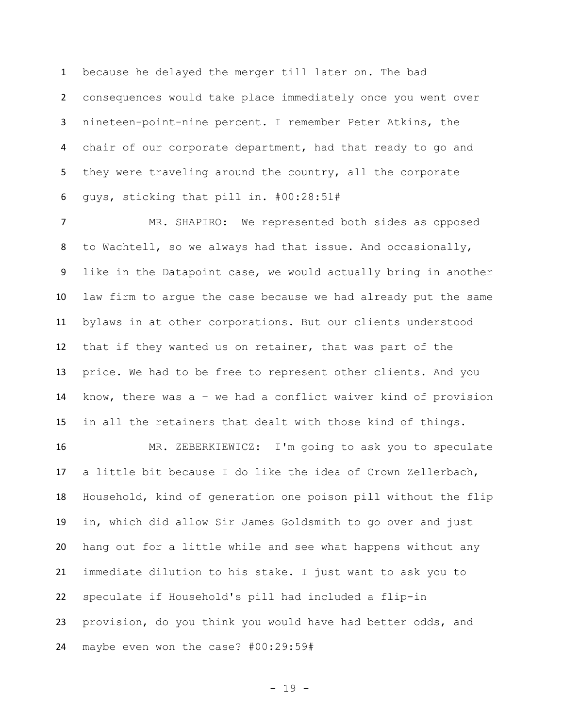because he delayed the merger till later on. The bad consequences would take place immediately once you went over nineteen-point-nine percent. I remember Peter Atkins, the chair of our corporate department, had that ready to go and they were traveling around the country, all the corporate guys, sticking that pill in. #00:28:51#

MR. SHAPIRO: We represented both sides as opposed to Wachtell, so we always had that issue. And occasionally, like in the Datapoint case, we would actually bring in another law firm to argue the case because we had already put the same bylaws in at other corporations. But our clients understood that if they wanted us on retainer, that was part of the price. We had to be free to represent other clients. And you know, there was a – we had a conflict waiver kind of provision in all the retainers that dealt with those kind of things.

MR. ZEBERKIEWICZ: I'm going to ask you to speculate a little bit because I do like the idea of Crown Zellerbach, Household, kind of generation one poison pill without the flip in, which did allow Sir James Goldsmith to go over and just hang out for a little while and see what happens without any immediate dilution to his stake. I just want to ask you to speculate if Household's pill had included a flip-in provision, do you think you would have had better odds, and maybe even won the case? #00:29:59#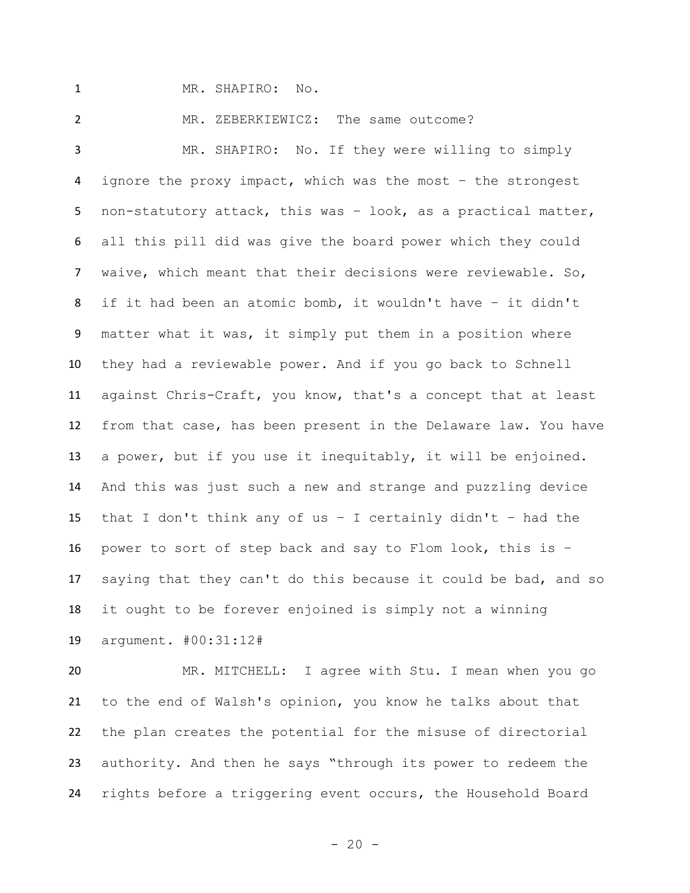MR. SHAPIRO: No.

MR. ZEBERKIEWICZ: The same outcome?

MR. SHAPIRO: No. If they were willing to simply ignore the proxy impact, which was the most – the strongest non-statutory attack, this was – look, as a practical matter, all this pill did was give the board power which they could waive, which meant that their decisions were reviewable. So, if it had been an atomic bomb, it wouldn't have – it didn't matter what it was, it simply put them in a position where they had a reviewable power. And if you go back to Schnell against Chris-Craft, you know, that's a concept that at least from that case, has been present in the Delaware law. You have a power, but if you use it inequitably, it will be enjoined. And this was just such a new and strange and puzzling device that I don't think any of us – I certainly didn't – had the power to sort of step back and say to Flom look, this is – saying that they can't do this because it could be bad, and so it ought to be forever enjoined is simply not a winning argument. #00:31:12#

MR. MITCHELL: I agree with Stu. I mean when you go to the end of Walsh's opinion, you know he talks about that the plan creates the potential for the misuse of directorial authority. And then he says "through its power to redeem the rights before a triggering event occurs, the Household Board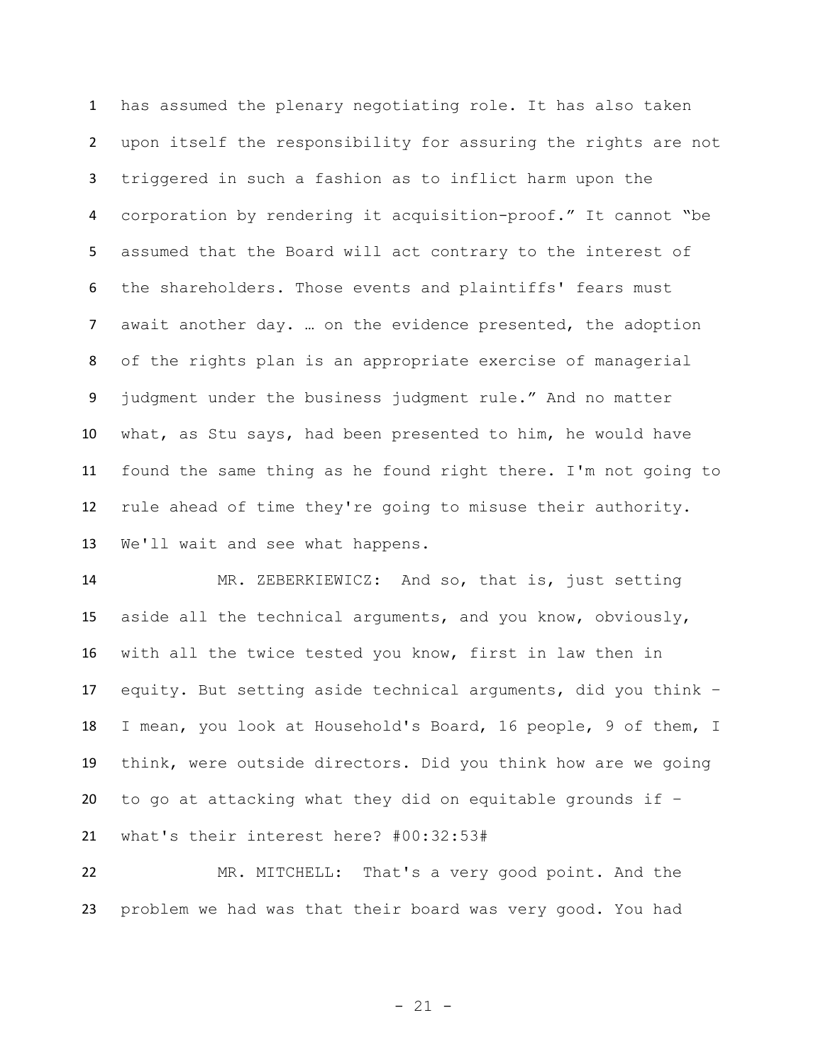has assumed the plenary negotiating role. It has also taken upon itself the responsibility for assuring the rights are not triggered in such a fashion as to inflict harm upon the corporation by rendering it acquisition-proof." It cannot "be assumed that the Board will act contrary to the interest of the shareholders. Those events and plaintiffs' fears must await another day. … on the evidence presented, the adoption of the rights plan is an appropriate exercise of managerial judgment under the business judgment rule." And no matter what, as Stu says, had been presented to him, he would have found the same thing as he found right there. I'm not going to rule ahead of time they're going to misuse their authority. We'll wait and see what happens.

MR. ZEBERKIEWICZ: And so, that is, just setting aside all the technical arguments, and you know, obviously, with all the twice tested you know, first in law then in equity. But setting aside technical arguments, did you think – I mean, you look at Household's Board, 16 people, 9 of them, I think, were outside directors. Did you think how are we going to go at attacking what they did on equitable grounds if – what's their interest here? #00:32:53#

MR. MITCHELL: That's a very good point. And the problem we had was that their board was very good. You had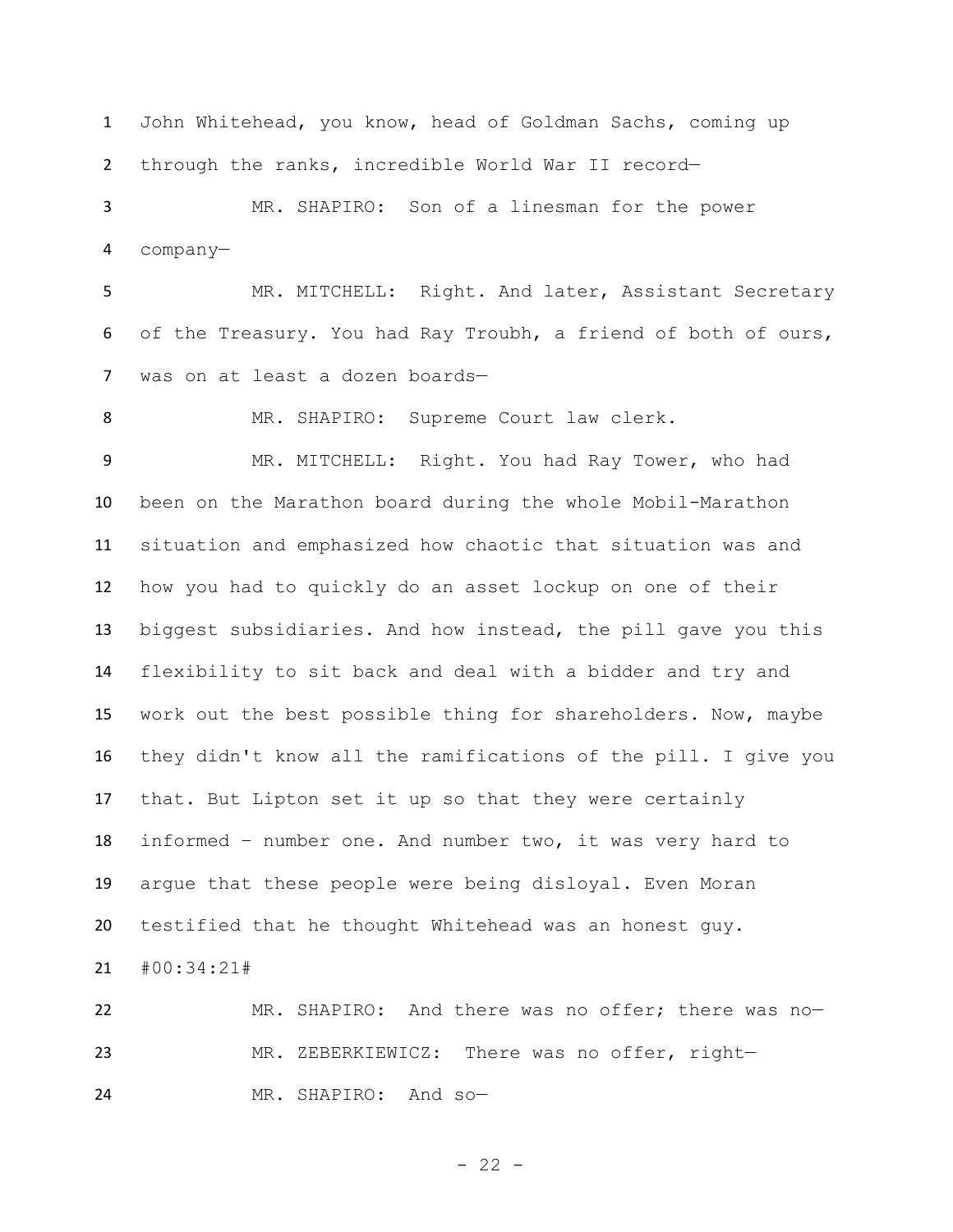John Whitehead, you know, head of Goldman Sachs, coming up through the ranks, incredible World War II record—

MR. SHAPIRO: Son of a linesman for the power company—

MR. MITCHELL: Right. And later, Assistant Secretary of the Treasury. You had Ray Troubh, a friend of both of ours, was on at least a dozen boards—

MR. SHAPIRO: Supreme Court law clerk.

MR. MITCHELL: Right. You had Ray Tower, who had been on the Marathon board during the whole Mobil-Marathon situation and emphasized how chaotic that situation was and how you had to quickly do an asset lockup on one of their biggest subsidiaries. And how instead, the pill gave you this flexibility to sit back and deal with a bidder and try and work out the best possible thing for shareholders. Now, maybe they didn't know all the ramifications of the pill. I give you that. But Lipton set it up so that they were certainly informed – number one. And number two, it was very hard to argue that these people were being disloyal. Even Moran testified that he thought Whitehead was an honest guy.

#00:34:21#

MR. SHAPIRO: And there was no offer; there was no—

MR. ZEBERKIEWICZ: There was no offer, right—

MR. SHAPIRO: And so—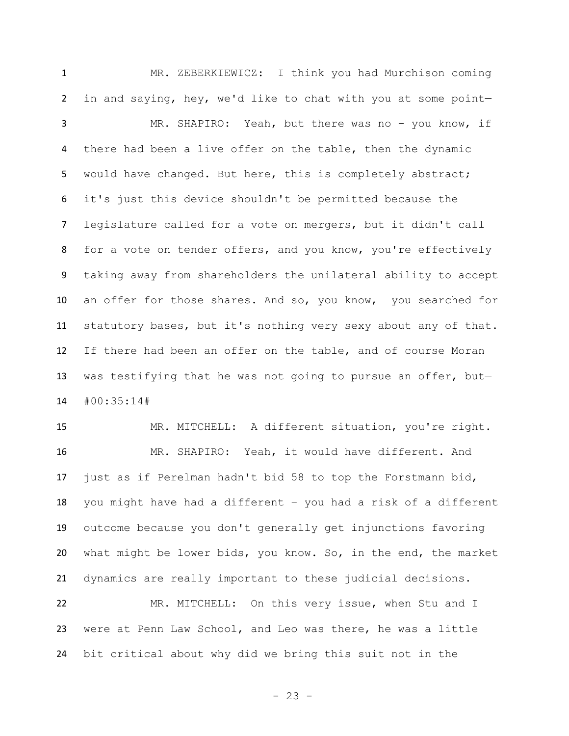MR. ZEBERKIEWICZ: I think you had Murchison coming in and saying, hey, we'd like to chat with you at some point—

MR. SHAPIRO: Yeah, but there was no – you know, if there had been a live offer on the table, then the dynamic would have changed. But here, this is completely abstract; it's just this device shouldn't be permitted because the legislature called for a vote on mergers, but it didn't call for a vote on tender offers, and you know, you're effectively taking away from shareholders the unilateral ability to accept an offer for those shares. And so, you know, you searched for statutory bases, but it's nothing very sexy about any of that. If there had been an offer on the table, and of course Moran was testifying that he was not going to pursue an offer, but— #00:35:14#

MR. MITCHELL: A different situation, you're right.

MR. SHAPIRO: Yeah, it would have different. And just as if Perelman hadn't bid 58 to top the Forstmann bid, you might have had a different – you had a risk of a different outcome because you don't generally get injunctions favoring what might be lower bids, you know. So, in the end, the market dynamics are really important to these judicial decisions.

MR. MITCHELL: On this very issue, when Stu and I were at Penn Law School, and Leo was there, he was a little bit critical about why did we bring this suit not in the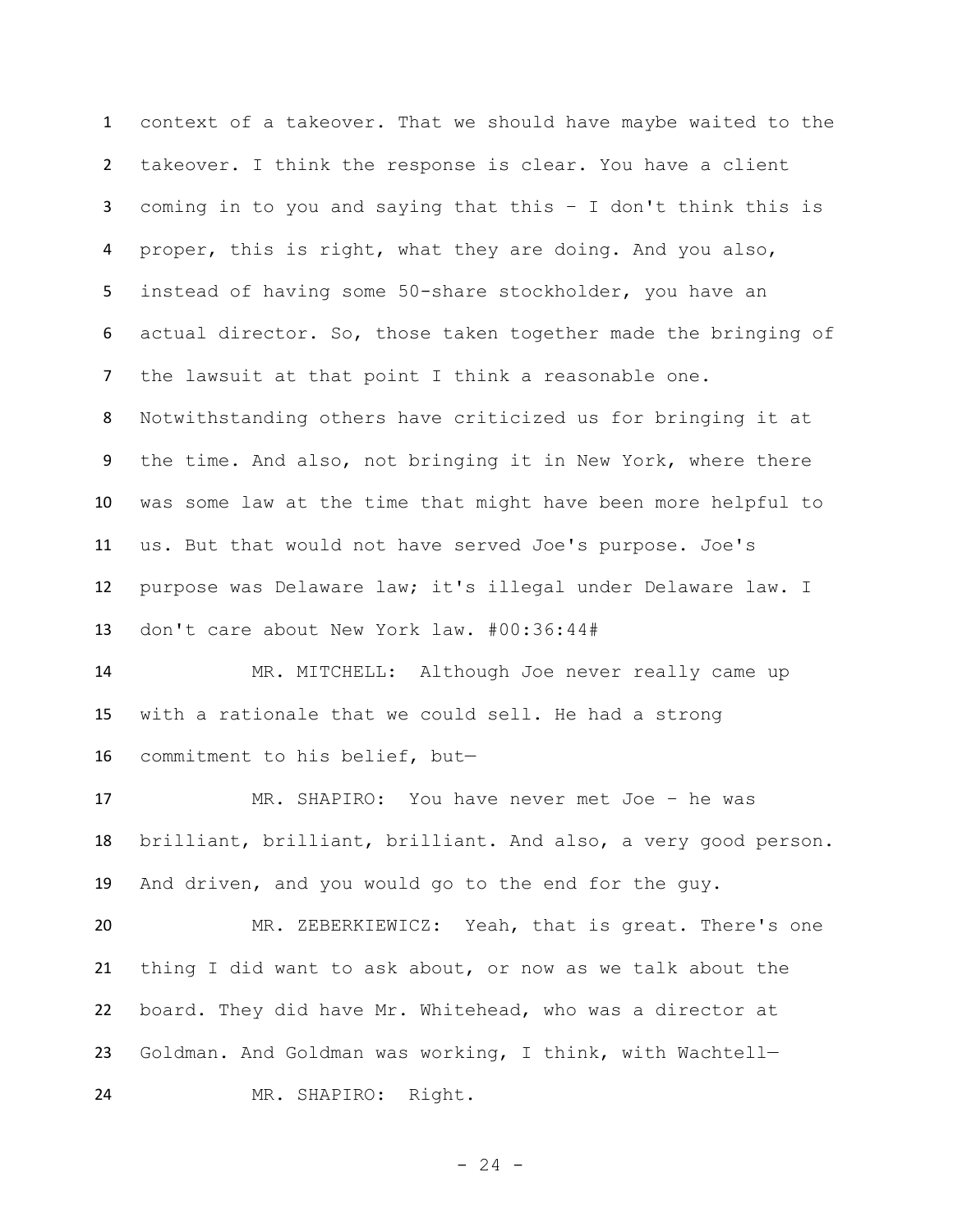context of a takeover. That we should have maybe waited to the takeover. I think the response is clear. You have a client coming in to you and saying that this – I don't think this is proper, this is right, what they are doing. And you also, instead of having some 50-share stockholder, you have an actual director. So, those taken together made the bringing of the lawsuit at that point I think a reasonable one. Notwithstanding others have criticized us for bringing it at the time. And also, not bringing it in New York, where there was some law at the time that might have been more helpful to us. But that would not have served Joe's purpose. Joe's purpose was Delaware law; it's illegal under Delaware law. I don't care about New York law. #00:36:44#

MR. MITCHELL: Although Joe never really came up with a rationale that we could sell. He had a strong commitment to his belief, but—

MR. SHAPIRO: You have never met Joe – he was brilliant, brilliant, brilliant. And also, a very good person. And driven, and you would go to the end for the guy.

MR. ZEBERKIEWICZ: Yeah, that is great. There's one thing I did want to ask about, or now as we talk about the board. They did have Mr. Whitehead, who was a director at Goldman. And Goldman was working, I think, with Wachtell—

MR. SHAPIRO: Right.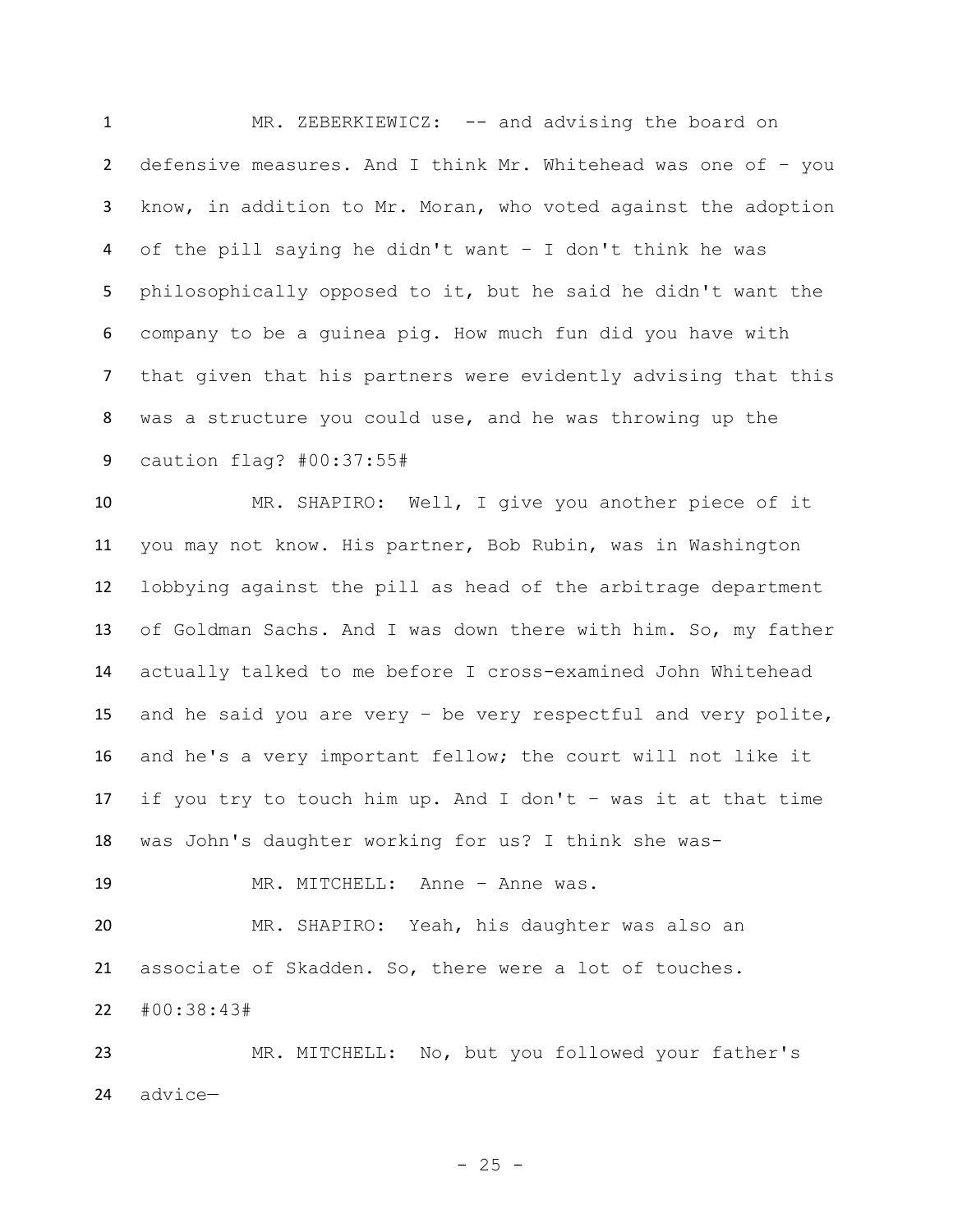MR. ZEBERKIEWICZ: -- and advising the board on defensive measures. And I think Mr. Whitehead was one of – you know, in addition to Mr. Moran, who voted against the adoption of the pill saying he didn't want – I don't think he was philosophically opposed to it, but he said he didn't want the company to be a guinea pig. How much fun did you have with that given that his partners were evidently advising that this was a structure you could use, and he was throwing up the caution flag? #00:37:55#

MR. SHAPIRO: Well, I give you another piece of it you may not know. His partner, Bob Rubin, was in Washington lobbying against the pill as head of the arbitrage department of Goldman Sachs. And I was down there with him. So, my father actually talked to me before I cross-examined John Whitehead and he said you are very – be very respectful and very polite, and he's a very important fellow; the court will not like it if you try to touch him up. And I don't – was it at that time was John's daughter working for us? I think she was-

MR. MITCHELL: Anne – Anne was.

MR. SHAPIRO: Yeah, his daughter was also an associate of Skadden. So, there were a lot of touches. #00:38:43#

MR. MITCHELL: No, but you followed your father's advice—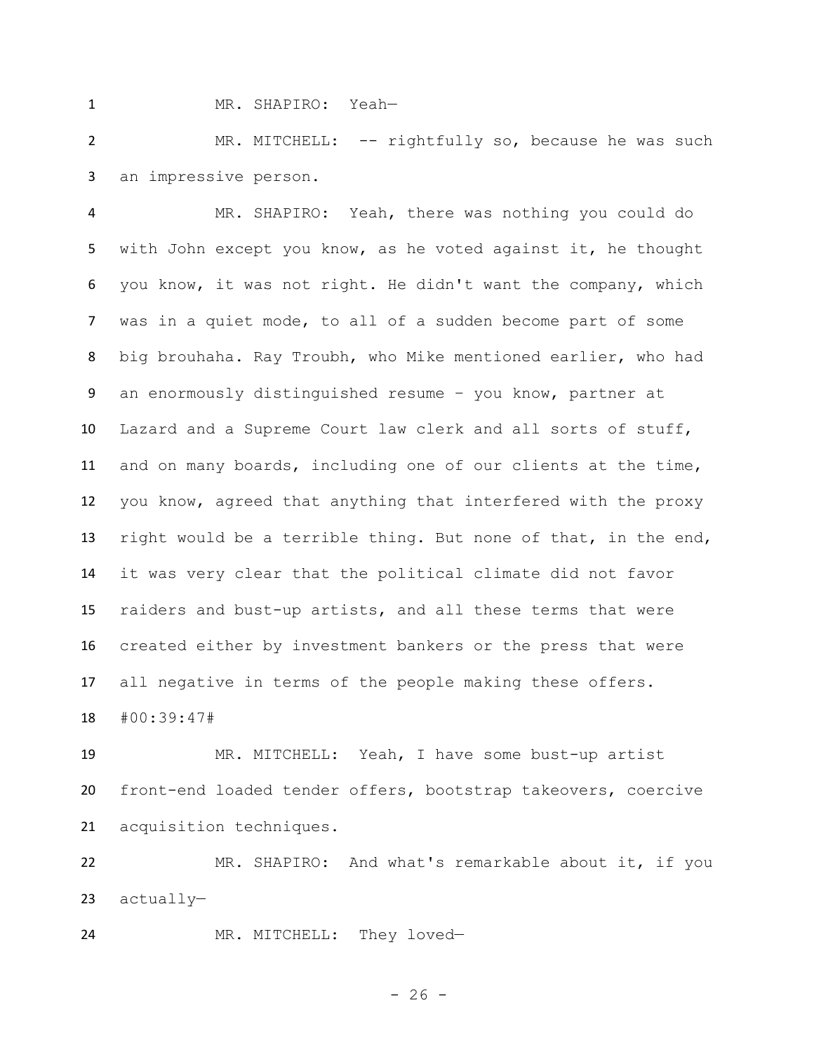MR. SHAPIRO: Yeah—

MR. MITCHELL: -- rightfully so, because he was such an impressive person.

MR. SHAPIRO: Yeah, there was nothing you could do with John except you know, as he voted against it, he thought you know, it was not right. He didn't want the company, which was in a quiet mode, to all of a sudden become part of some big brouhaha. Ray Troubh, who Mike mentioned earlier, who had an enormously distinguished resume – you know, partner at Lazard and a Supreme Court law clerk and all sorts of stuff, and on many boards, including one of our clients at the time, you know, agreed that anything that interfered with the proxy right would be a terrible thing. But none of that, in the end, it was very clear that the political climate did not favor raiders and bust-up artists, and all these terms that were created either by investment bankers or the press that were all negative in terms of the people making these offers.

#00:39:47#

MR. MITCHELL: Yeah, I have some bust-up artist front-end loaded tender offers, bootstrap takeovers, coercive acquisition techniques.

MR. SHAPIRO: And what's remarkable about it, if you actually—

MR. MITCHELL: They loved—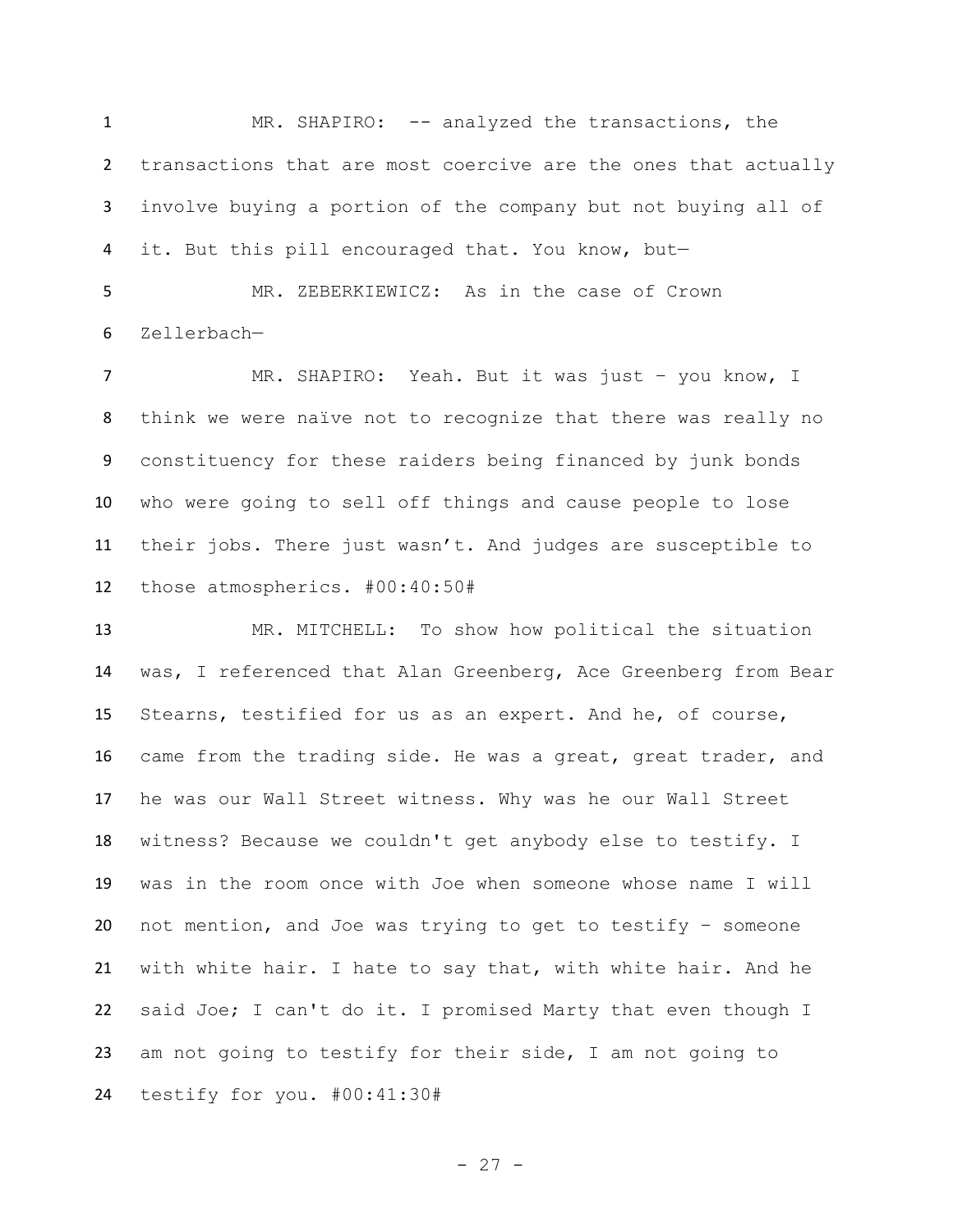MR. SHAPIRO: -- analyzed the transactions, the transactions that are most coercive are the ones that actually involve buying a portion of the company but not buying all of it. But this pill encouraged that. You know, but—

MR. ZEBERKIEWICZ: As in the case of Crown Zellerbach—

MR. SHAPIRO: Yeah. But it was just – you know, I think we were naïve not to recognize that there was really no constituency for these raiders being financed by junk bonds who were going to sell off things and cause people to lose their jobs. There just wasn't. And judges are susceptible to those atmospherics. #00:40:50#

MR. MITCHELL: To show how political the situation was, I referenced that Alan Greenberg, Ace Greenberg from Bear Stearns, testified for us as an expert. And he, of course, came from the trading side. He was a great, great trader, and he was our Wall Street witness. Why was he our Wall Street witness? Because we couldn't get anybody else to testify. I was in the room once with Joe when someone whose name I will not mention, and Joe was trying to get to testify – someone with white hair. I hate to say that, with white hair. And he said Joe; I can't do it. I promised Marty that even though I am not going to testify for their side, I am not going to testify for you. #00:41:30#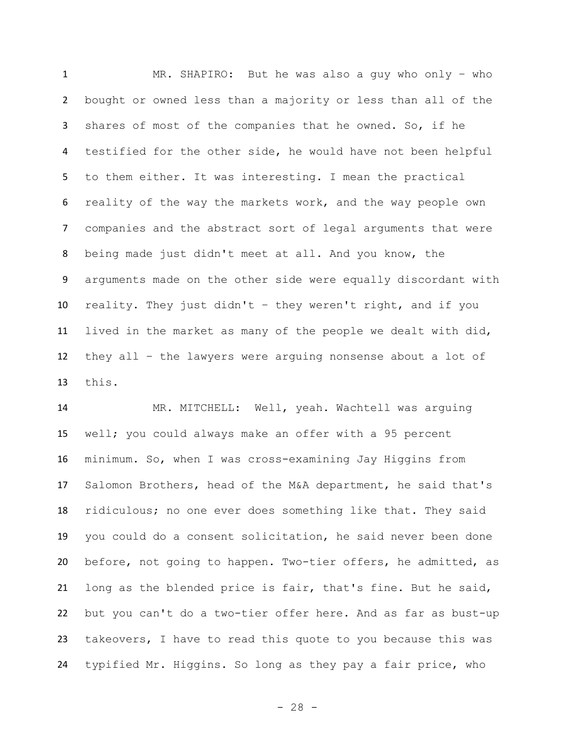MR. SHAPIRO: But he was also a guy who only – who bought or owned less than a majority or less than all of the shares of most of the companies that he owned. So, if he testified for the other side, he would have not been helpful to them either. It was interesting. I mean the practical reality of the way the markets work, and the way people own companies and the abstract sort of legal arguments that were being made just didn't meet at all. And you know, the arguments made on the other side were equally discordant with reality. They just didn't – they weren't right, and if you lived in the market as many of the people we dealt with did, they all – the lawyers were arguing nonsense about a lot of this.

MR. MITCHELL: Well, yeah. Wachtell was arguing well; you could always make an offer with a 95 percent minimum. So, when I was cross-examining Jay Higgins from Salomon Brothers, head of the M&A department, he said that's ridiculous; no one ever does something like that. They said you could do a consent solicitation, he said never been done before, not going to happen. Two-tier offers, he admitted, as long as the blended price is fair, that's fine. But he said, but you can't do a two-tier offer here. And as far as bust-up takeovers, I have to read this quote to you because this was typified Mr. Higgins. So long as they pay a fair price, who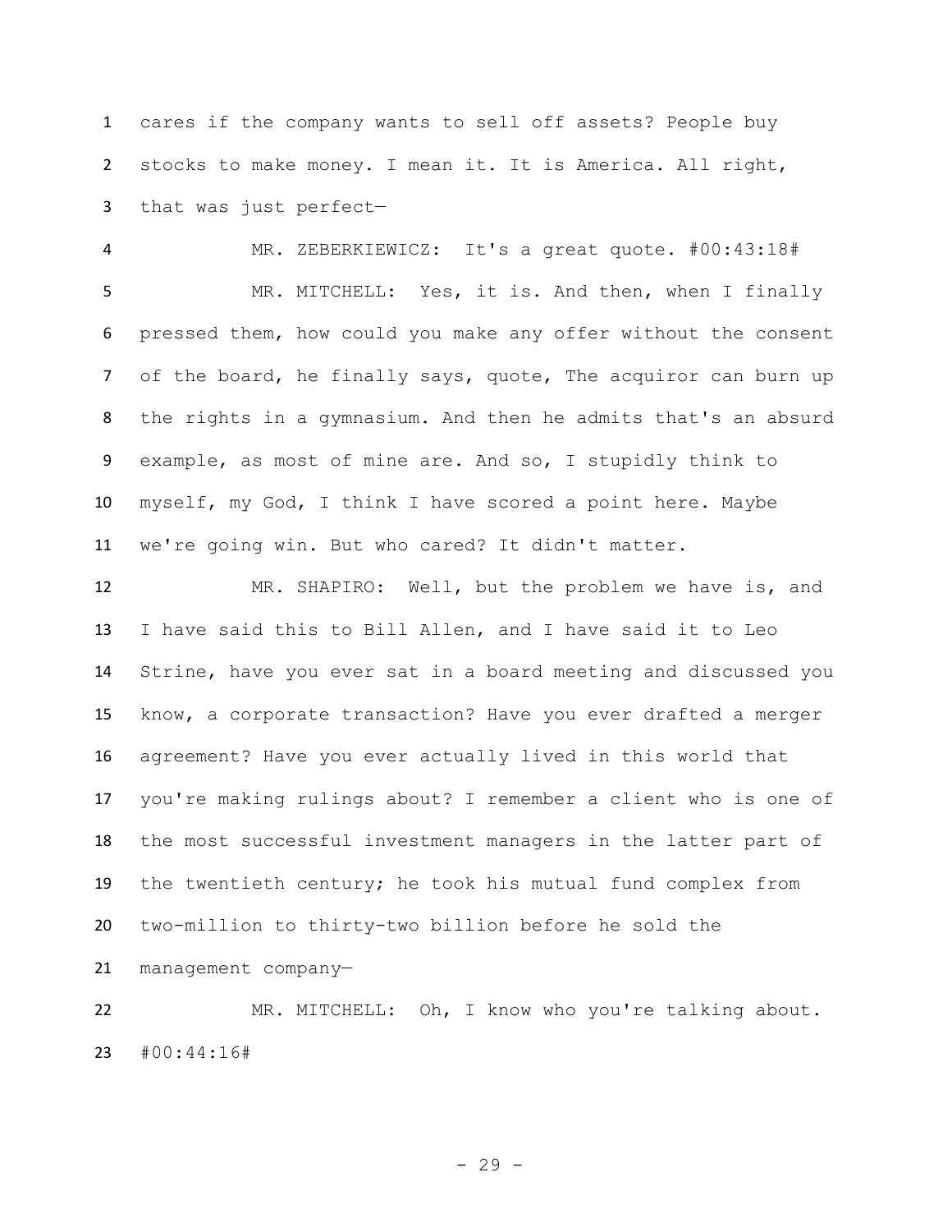cares if the company wants to sell off assets? People buy stocks to make money. I mean it. It is America. All right, that was just perfect—

MR. ZEBERKIEWICZ: It's a great quote. #00:43:18#

MR. MITCHELL: Yes, it is. And then, when I finally pressed them, how could you make any offer without the consent of the board, he finally says, quote, The acquiror can burn up the rights in a gymnasium. And then he admits that's an absurd example, as most of mine are. And so, I stupidly think to myself, my God, I think I have scored a point here. Maybe we're going win. But who cared? It didn't matter.

MR. SHAPIRO: Well, but the problem we have is, and I have said this to Bill Allen, and I have said it to Leo Strine, have you ever sat in a board meeting and discussed you know, a corporate transaction? Have you ever drafted a merger agreement? Have you ever actually lived in this world that you're making rulings about? I remember a client who is one of the most successful investment managers in the latter part of the twentieth century; he took his mutual fund complex from two-million to thirty-two billion before he sold the management company—

MR. MITCHELL: Oh, I know who you're talking about. #00:44:16#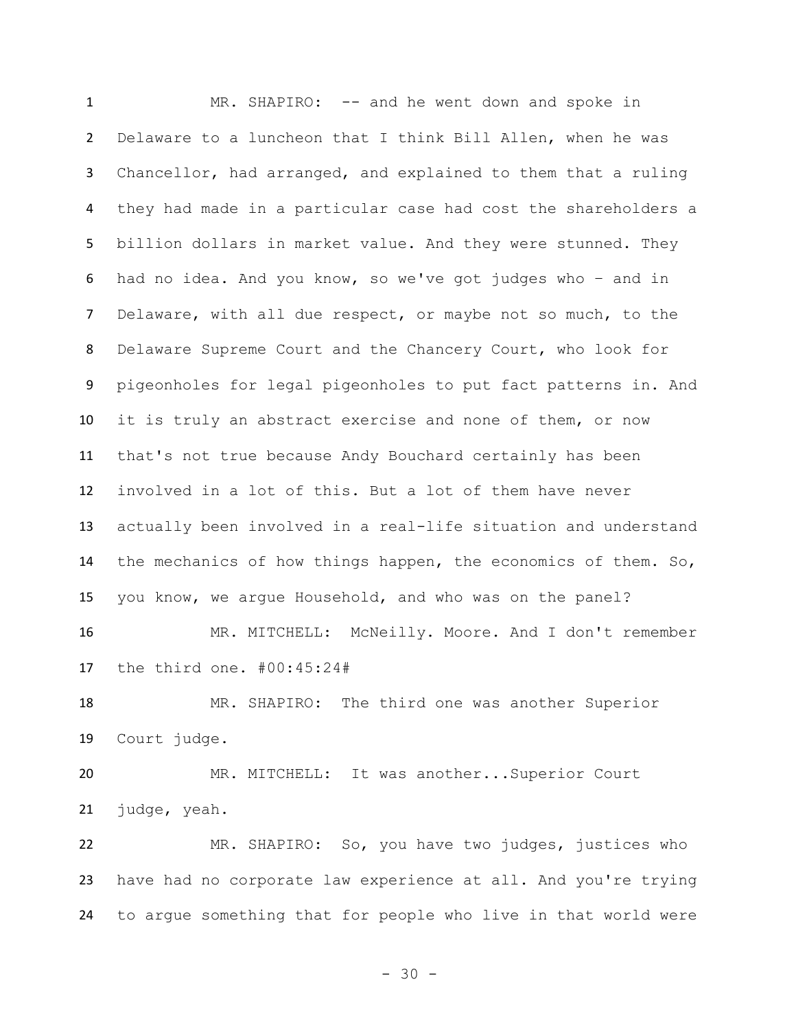MR. SHAPIRO: -- and he went down and spoke in Delaware to a luncheon that I think Bill Allen, when he was Chancellor, had arranged, and explained to them that a ruling they had made in a particular case had cost the shareholders a billion dollars in market value. And they were stunned. They had no idea. And you know, so we've got judges who – and in Delaware, with all due respect, or maybe not so much, to the Delaware Supreme Court and the Chancery Court, who look for pigeonholes for legal pigeonholes to put fact patterns in. And it is truly an abstract exercise and none of them, or now that's not true because Andy Bouchard certainly has been involved in a lot of this. But a lot of them have never actually been involved in a real-life situation and understand the mechanics of how things happen, the economics of them. So, you know, we argue Household, and who was on the panel?

MR. MITCHELL: McNeilly. Moore. And I don't remember the third one. #00:45:24#

MR. SHAPIRO: The third one was another Superior Court judge.

MR. MITCHELL: It was another...Superior Court judge, yeah.

MR. SHAPIRO: So, you have two judges, justices who have had no corporate law experience at all. And you're trying to argue something that for people who live in that world were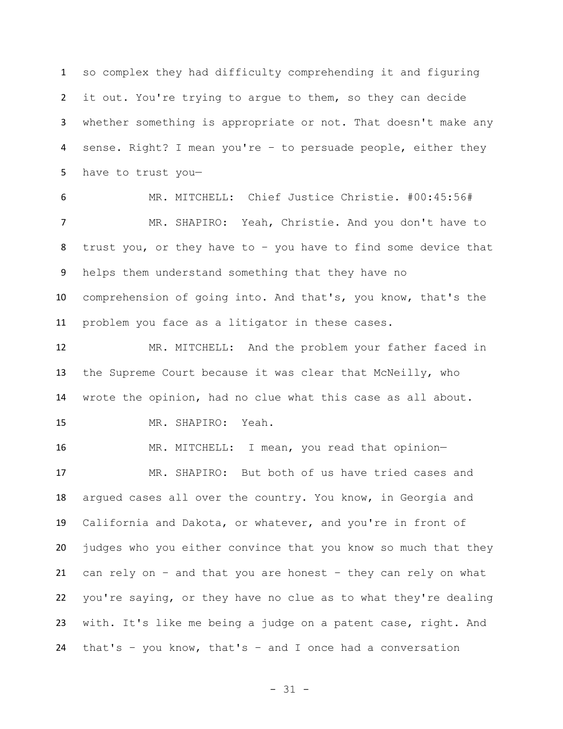so complex they had difficulty comprehending it and figuring it out. You're trying to argue to them, so they can decide whether something is appropriate or not. That doesn't make any sense. Right? I mean you're – to persuade people, either they have to trust you—

MR. MITCHELL: Chief Justice Christie. #00:45:56#

MR. SHAPIRO: Yeah, Christie. And you don't have to trust you, or they have to – you have to find some device that helps them understand something that they have no comprehension of going into. And that's, you know, that's the problem you face as a litigator in these cases.

MR. MITCHELL: And the problem your father faced in the Supreme Court because it was clear that McNeilly, who wrote the opinion, had no clue what this case as all about.

MR. SHAPIRO: Yeah.

MR. MITCHELL: I mean, you read that opinion—

MR. SHAPIRO: But both of us have tried cases and argued cases all over the country. You know, in Georgia and California and Dakota, or whatever, and you're in front of judges who you either convince that you know so much that they can rely on – and that you are honest – they can rely on what you're saying, or they have no clue as to what they're dealing with. It's like me being a judge on a patent case, right. And that's – you know, that's – and I once had a conversation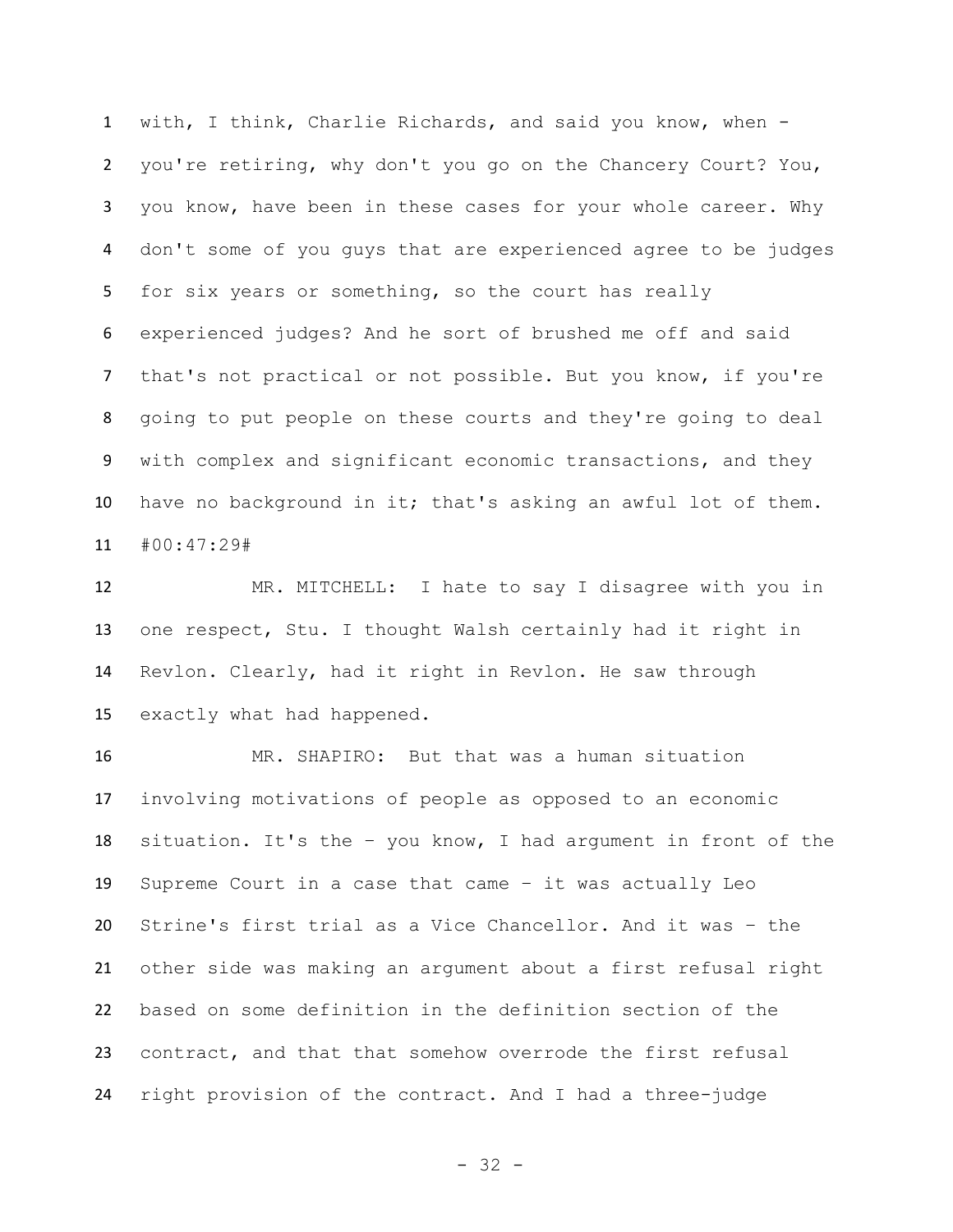with, I think, Charlie Richards, and said you know, when - you're retiring, why don't you go on the Chancery Court? You, you know, have been in these cases for your whole career. Why don't some of you guys that are experienced agree to be judges for six years or something, so the court has really experienced judges? And he sort of brushed me off and said that's not practical or not possible. But you know, if you're going to put people on these courts and they're going to deal with complex and significant economic transactions, and they have no background in it; that's asking an awful lot of them. #00:47:29#

MR. MITCHELL: I hate to say I disagree with you in one respect, Stu. I thought Walsh certainly had it right in Revlon. Clearly, had it right in Revlon. He saw through exactly what had happened.

MR. SHAPIRO: But that was a human situation involving motivations of people as opposed to an economic situation. It's the – you know, I had argument in front of the Supreme Court in a case that came – it was actually Leo Strine's first trial as a Vice Chancellor. And it was – the other side was making an argument about a first refusal right based on some definition in the definition section of the contract, and that that somehow overrode the first refusal right provision of the contract. And I had a three-judge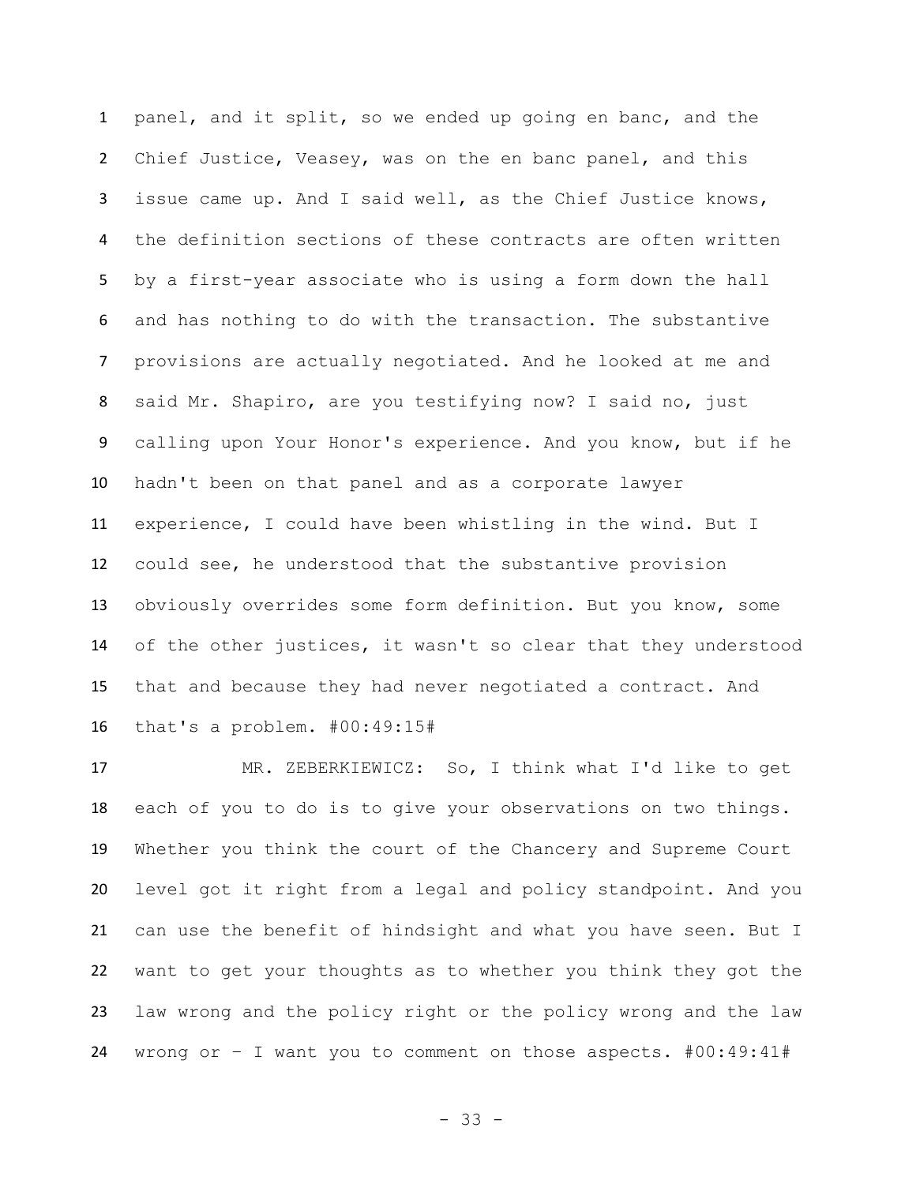panel, and it split, so we ended up going en banc, and the Chief Justice, Veasey, was on the en banc panel, and this issue came up. And I said well, as the Chief Justice knows, the definition sections of these contracts are often written by a first-year associate who is using a form down the hall and has nothing to do with the transaction. The substantive provisions are actually negotiated. And he looked at me and said Mr. Shapiro, are you testifying now? I said no, just calling upon Your Honor's experience. And you know, but if he hadn't been on that panel and as a corporate lawyer experience, I could have been whistling in the wind. But I could see, he understood that the substantive provision obviously overrides some form definition. But you know, some of the other justices, it wasn't so clear that they understood that and because they had never negotiated a contract. And that's a problem. #00:49:15#

MR. ZEBERKIEWICZ: So, I think what I'd like to get each of you to do is to give your observations on two things. Whether you think the court of the Chancery and Supreme Court level got it right from a legal and policy standpoint. And you can use the benefit of hindsight and what you have seen. But I want to get your thoughts as to whether you think they got the law wrong and the policy right or the policy wrong and the law wrong or – I want you to comment on those aspects. #00:49:41#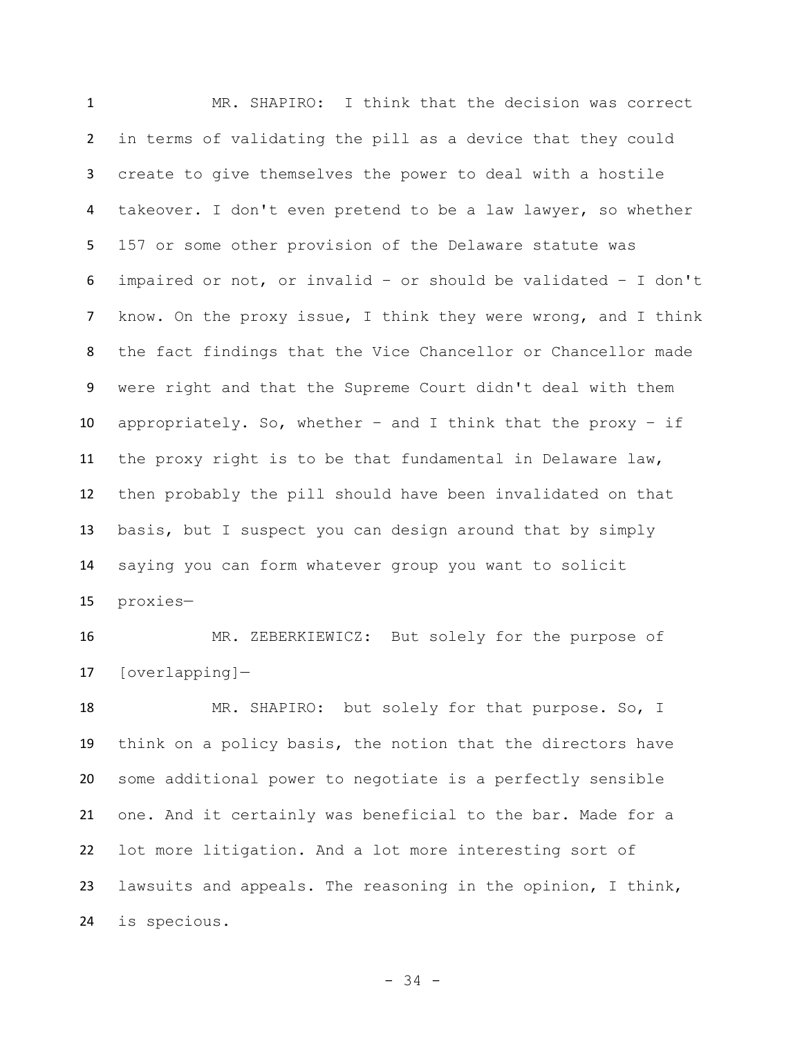MR. SHAPIRO: I think that the decision was correct in terms of validating the pill as a device that they could create to give themselves the power to deal with a hostile takeover. I don't even pretend to be a law lawyer, so whether 157 or some other provision of the Delaware statute was impaired or not, or invalid – or should be validated – I don't know. On the proxy issue, I think they were wrong, and I think the fact findings that the Vice Chancellor or Chancellor made were right and that the Supreme Court didn't deal with them appropriately. So, whether – and I think that the proxy – if the proxy right is to be that fundamental in Delaware law, then probably the pill should have been invalidated on that basis, but I suspect you can design around that by simply saying you can form whatever group you want to solicit proxies—

MR. ZEBERKIEWICZ: But solely for the purpose of [overlapping]—

MR. SHAPIRO: but solely for that purpose. So, I think on a policy basis, the notion that the directors have some additional power to negotiate is a perfectly sensible one. And it certainly was beneficial to the bar. Made for a lot more litigation. And a lot more interesting sort of lawsuits and appeals. The reasoning in the opinion, I think, is specious.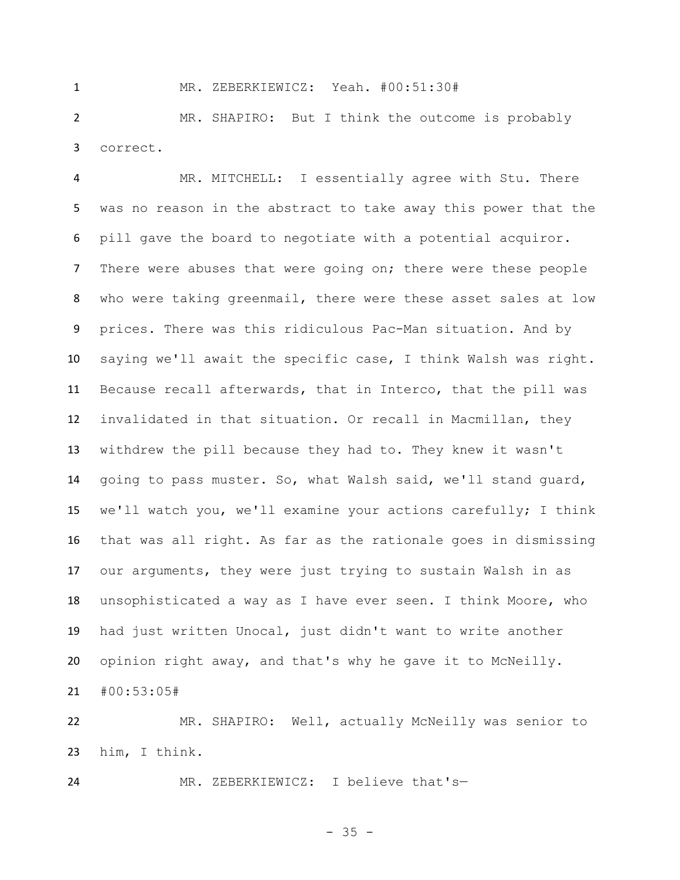MR. ZEBERKIEWICZ: Yeah. #00:51:30#

MR. SHAPIRO: But I think the outcome is probably correct.

MR. MITCHELL: I essentially agree with Stu. There was no reason in the abstract to take away this power that the pill gave the board to negotiate with a potential acquiror. There were abuses that were going on; there were these people who were taking greenmail, there were these asset sales at low prices. There was this ridiculous Pac-Man situation. And by saying we'll await the specific case, I think Walsh was right. Because recall afterwards, that in Interco, that the pill was invalidated in that situation. Or recall in Macmillan, they withdrew the pill because they had to. They knew it wasn't going to pass muster. So, what Walsh said, we'll stand guard, we'll watch you, we'll examine your actions carefully; I think that was all right. As far as the rationale goes in dismissing our arguments, they were just trying to sustain Walsh in as unsophisticated a way as I have ever seen. I think Moore, who had just written Unocal, just didn't want to write another opinion right away, and that's why he gave it to McNeilly. #00:53:05#

MR. SHAPIRO: Well, actually McNeilly was senior to him, I think.

MR. ZEBERKIEWICZ: I believe that's—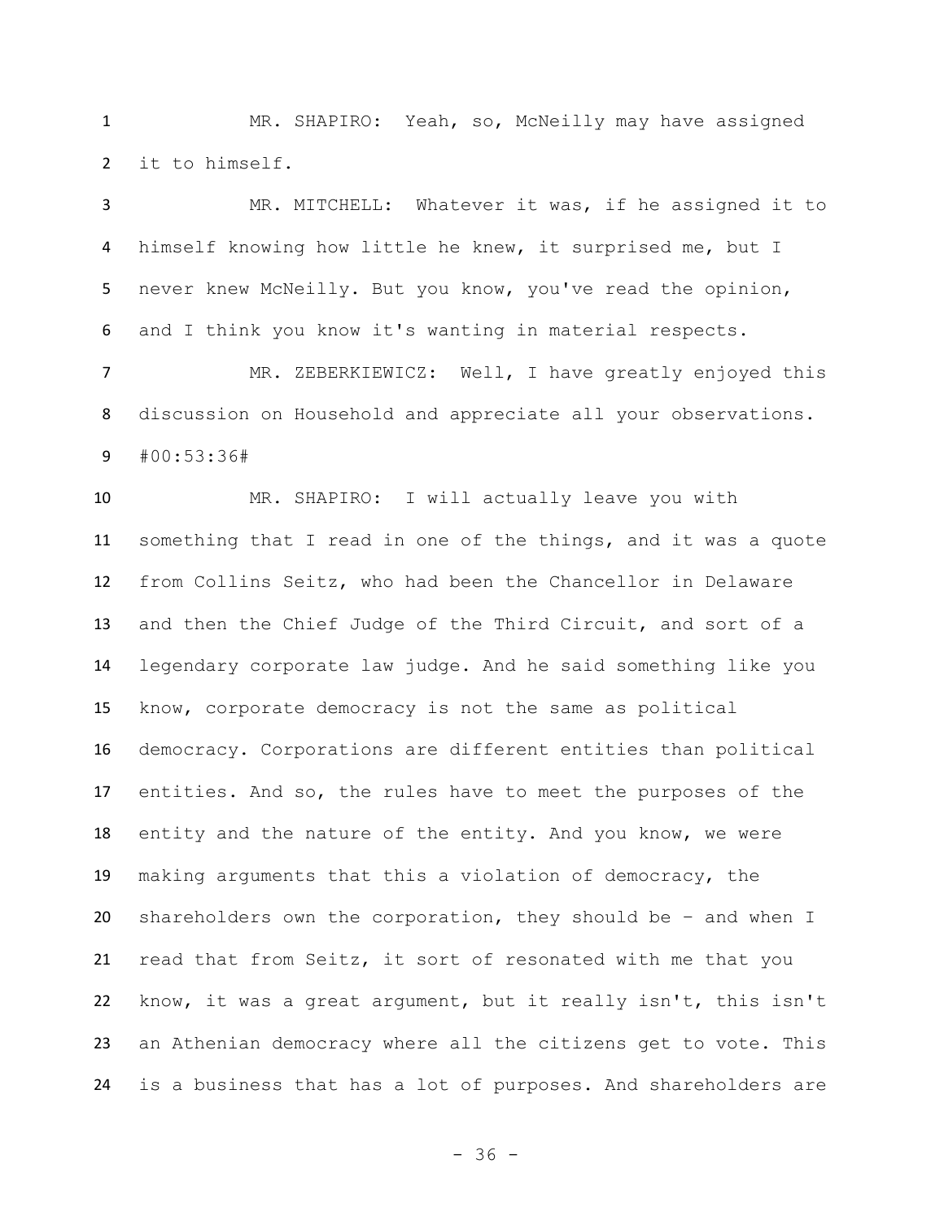MR. SHAPIRO: Yeah, so, McNeilly may have assigned it to himself.

MR. MITCHELL: Whatever it was, if he assigned it to himself knowing how little he knew, it surprised me, but I never knew McNeilly. But you know, you've read the opinion, and I think you know it's wanting in material respects.

MR. ZEBERKIEWICZ: Well, I have greatly enjoyed this discussion on Household and appreciate all your observations. #00:53:36#

MR. SHAPIRO: I will actually leave you with something that I read in one of the things, and it was a quote from Collins Seitz, who had been the Chancellor in Delaware and then the Chief Judge of the Third Circuit, and sort of a legendary corporate law judge. And he said something like you know, corporate democracy is not the same as political democracy. Corporations are different entities than political entities. And so, the rules have to meet the purposes of the entity and the nature of the entity. And you know, we were making arguments that this a violation of democracy, the shareholders own the corporation, they should be – and when I read that from Seitz, it sort of resonated with me that you know, it was a great argument, but it really isn't, this isn't an Athenian democracy where all the citizens get to vote. This is a business that has a lot of purposes. And shareholders are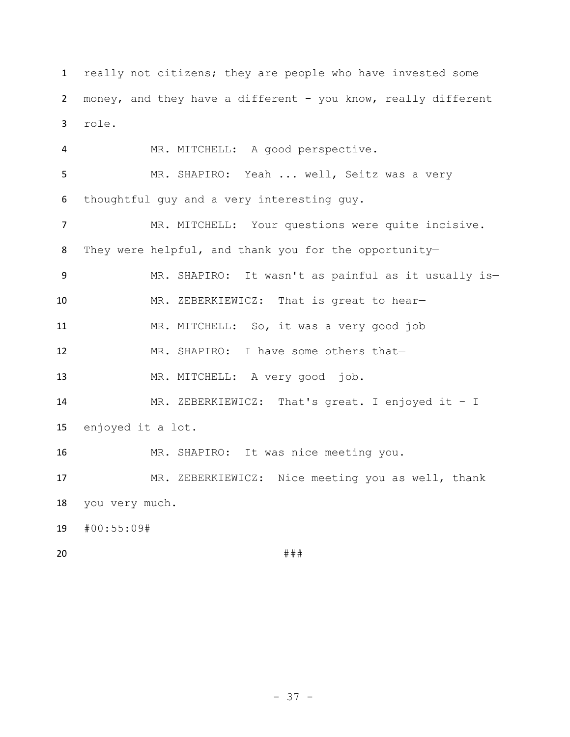really not citizens; they are people who have invested some money, and they have a different – you know, really different role.

MR. MITCHELL: A good perspective.

MR. SHAPIRO: Yeah ... well, Seitz was a very thoughtful guy and a very interesting guy.

MR. MITCHELL: Your questions were quite incisive. They were helpful, and thank you for the opportunity—

MR. SHAPIRO: It wasn't as painful as it usually is—

MR. ZEBERKIEWICZ: That is great to hear—

MR. MITCHELL: So, it was a very good job—

MR. SHAPIRO: I have some others that—

MR. MITCHELL: A very good job.

MR. ZEBERKIEWICZ: That's great. I enjoyed it – I enjoyed it a lot.

MR. SHAPIRO: It was nice meeting you.

MR. ZEBERKIEWICZ: Nice meeting you as well, thank you very much.

#00:55:09#

###